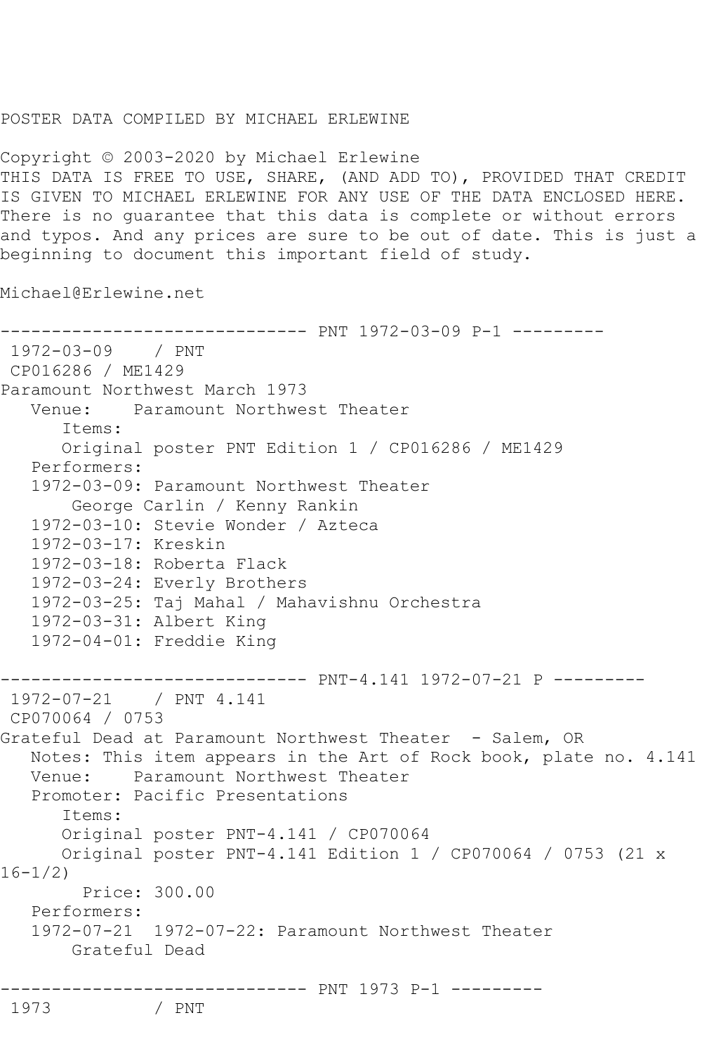POSTER DATA COMPILED BY MICHAEL ERLEWINE

Copyright © 2003-2020 by Michael Erlewine
THIS DATA IS FREE TO USE, SHARE, (AND ADD TO), PROVIDED THAT CREDIT IS GIVEN TO MICHAEL ERLEWINE FOR ANY USE OF THE DATA ENCLOSED HERE. There is no guarantee that this data is complete or without errors and typos. And any prices are sure to be out of date. This is just a beginning to document this important field of study.

Michael@Erlewine.net

```
------------------------------ PNT 1972-03-09 P-1 ---------
 1972-03-09    / PNT
 CP016286 / ME1429
Paramount Northwest March 1973
   Venue:    Paramount Northwest Theater
      Items:
      Original poster PNT Edition 1 / CP016286 / ME1429
   Performers:
   1972-03-09: Paramount Northwest Theater
       George Carlin / Kenny Rankin
   1972-03-10: Stevie Wonder / Azteca
   1972-03-17: Kreskin
   1972-03-18: Roberta Flack
   1972-03-24: Everly Brothers
   1972-03-25: Taj Mahal / Mahavishnu Orchestra
   1972-03-31: Albert King
   1972-04-01: Freddie King

------------------------------ PNT-4.141 1972-07-21 P ---------
 1972-07-21    / PNT 4.141
 CP070064 / 0753
Grateful Dead at Paramount Northwest Theater  - Salem, OR
   Notes: This item appears in the Art of Rock book, plate no. 4.141
   Venue:    Paramount Northwest Theater
   Promoter: Pacific Presentations
      Items:
      Original poster PNT-4.141 / CP070064
      Original poster PNT-4.141 Edition 1 / CP070064 / 0753 (21 x 16-1/2)
        Price: 300.00
   Performers:
   1972-07-21  1972-07-22: Paramount Northwest Theater
       Grateful Dead

------------------------------ PNT 1973 P-1 ---------
 1973          / PNT
```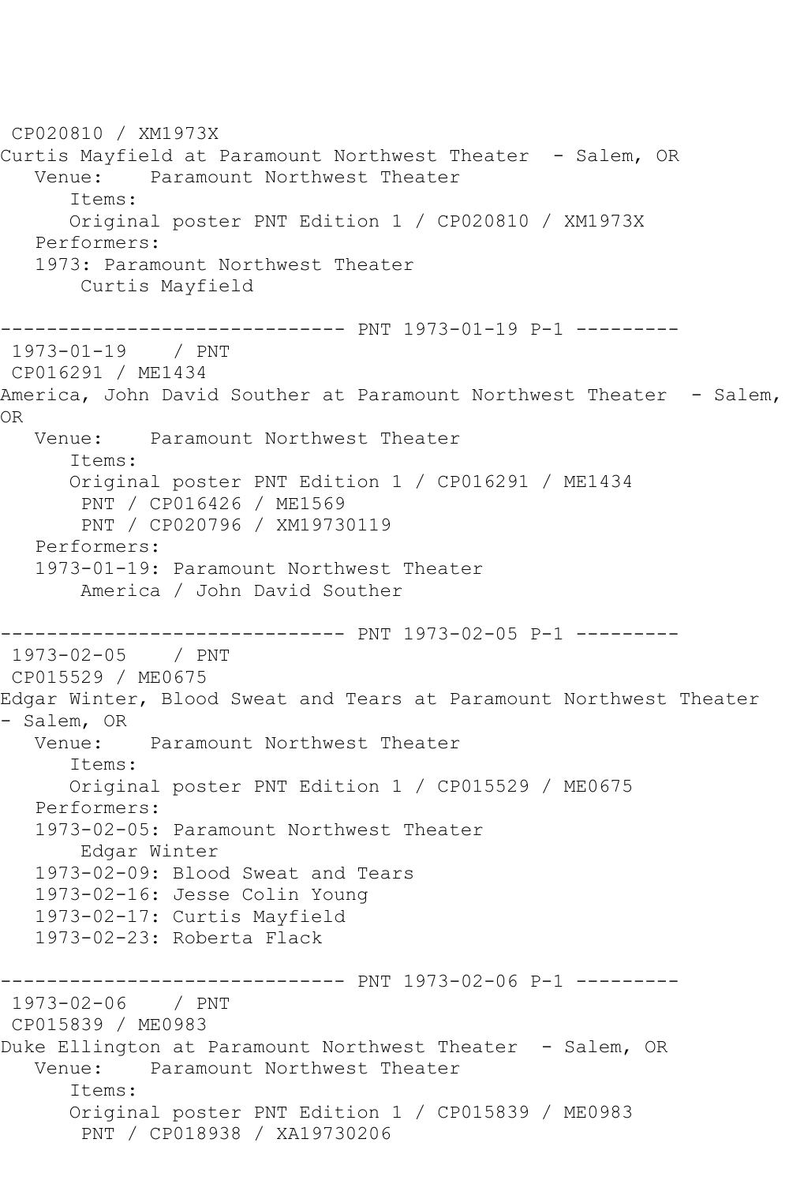CP020810 / XM1973X
Curtis Mayfield at Paramount Northwest Theater  - Salem, OR
   Venue:    Paramount Northwest Theater
      Items:
      Original poster PNT Edition 1 / CP020810 / XM1973X
   Performers:
   1973: Paramount Northwest Theater
       Curtis Mayfield

------------------------------ PNT 1973-01-19 P-1 ---------
 1973-01-19    / PNT
 CP016291 / ME1434
America, John David Souther at Paramount Northwest Theater  - Salem, OR
   Venue:    Paramount Northwest Theater
      Items:
      Original poster PNT Edition 1 / CP016291 / ME1434
       PNT / CP016426 / ME1569
       PNT / CP020796 / XM19730119
   Performers:
   1973-01-19: Paramount Northwest Theater
       America / John David Souther

------------------------------ PNT 1973-02-05 P-1 ---------
 1973-02-05    / PNT
 CP015529 / ME0675
Edgar Winter, Blood Sweat and Tears at Paramount Northwest Theater - Salem, OR
   Venue:    Paramount Northwest Theater
      Items:
      Original poster PNT Edition 1 / CP015529 / ME0675
   Performers:
   1973-02-05: Paramount Northwest Theater
       Edgar Winter
   1973-02-09: Blood Sweat and Tears
   1973-02-16: Jesse Colin Young
   1973-02-17: Curtis Mayfield
   1973-02-23: Roberta Flack

------------------------------ PNT 1973-02-06 P-1 ---------
 1973-02-06    / PNT
 CP015839 / ME0983
Duke Ellington at Paramount Northwest Theater  - Salem, OR
   Venue:    Paramount Northwest Theater
      Items:
      Original poster PNT Edition 1 / CP015839 / ME0983
       PNT / CP018938 / XA19730206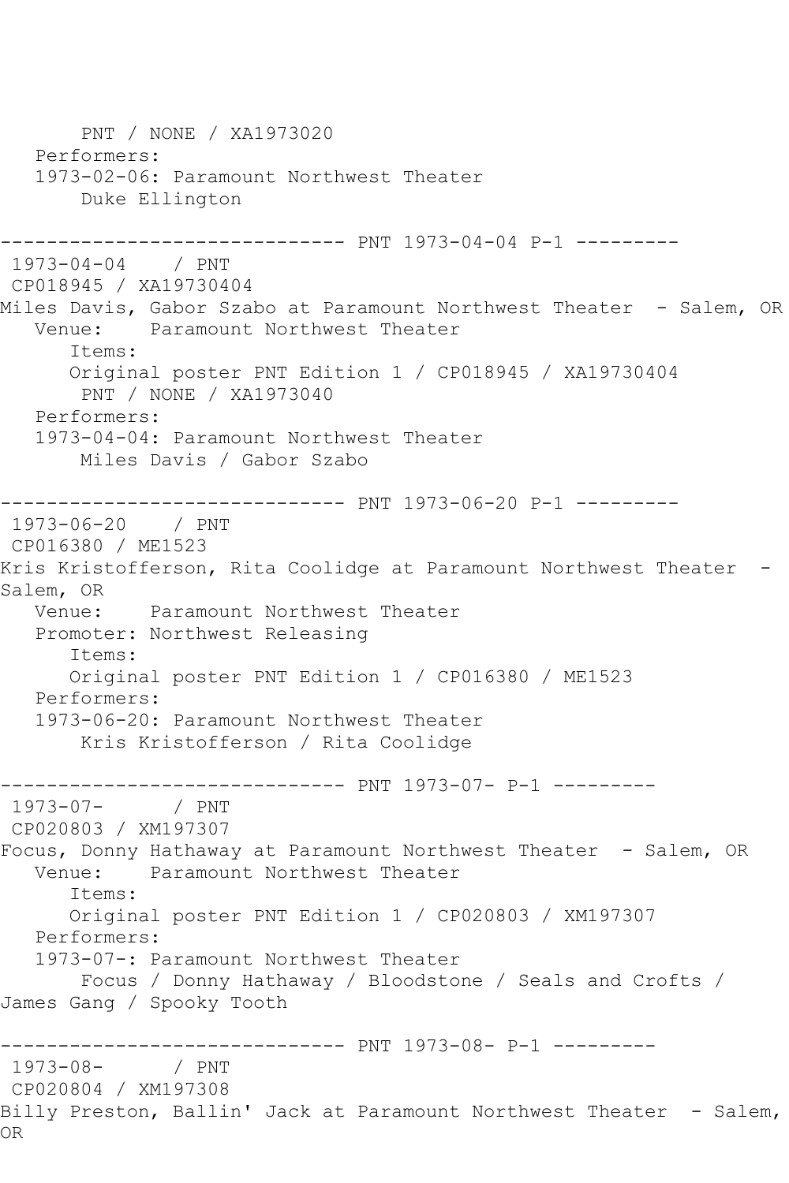```
      PNT / NONE / XA1973020
   Performers:
   1973-02-06: Paramount Northwest Theater
       Duke Ellington

------------------------------ PNT 1973-04-04 P-1 ---------
 1973-04-04    / PNT
 CP018945 / XA19730404
Miles Davis, Gabor Szabo at Paramount Northwest Theater  - Salem, OR
   Venue:    Paramount Northwest Theater
      Items:
      Original poster PNT Edition 1 / CP018945 / XA19730404
       PNT / NONE / XA1973040
   Performers:
   1973-04-04: Paramount Northwest Theater
       Miles Davis / Gabor Szabo

------------------------------ PNT 1973-06-20 P-1 ---------
 1973-06-20    / PNT
 CP016380 / ME1523
Kris Kristofferson, Rita Coolidge at Paramount Northwest Theater  -
Salem, OR
   Venue:    Paramount Northwest Theater
   Promoter: Northwest Releasing
      Items:
      Original poster PNT Edition 1 / CP016380 / ME1523
   Performers:
   1973-06-20: Paramount Northwest Theater
       Kris Kristofferson / Rita Coolidge

------------------------------ PNT 1973-07- P-1 ---------
 1973-07-      / PNT
 CP020803 / XM197307
Focus, Donny Hathaway at Paramount Northwest Theater  - Salem, OR
   Venue:    Paramount Northwest Theater
      Items:
      Original poster PNT Edition 1 / CP020803 / XM197307
   Performers:
   1973-07-: Paramount Northwest Theater
       Focus / Donny Hathaway / Bloodstone / Seals and Crofts /
James Gang / Spooky Tooth

------------------------------ PNT 1973-08- P-1 ---------
 1973-08-      / PNT
 CP020804 / XM197308
Billy Preston, Ballin' Jack at Paramount Northwest Theater  - Salem,
OR
```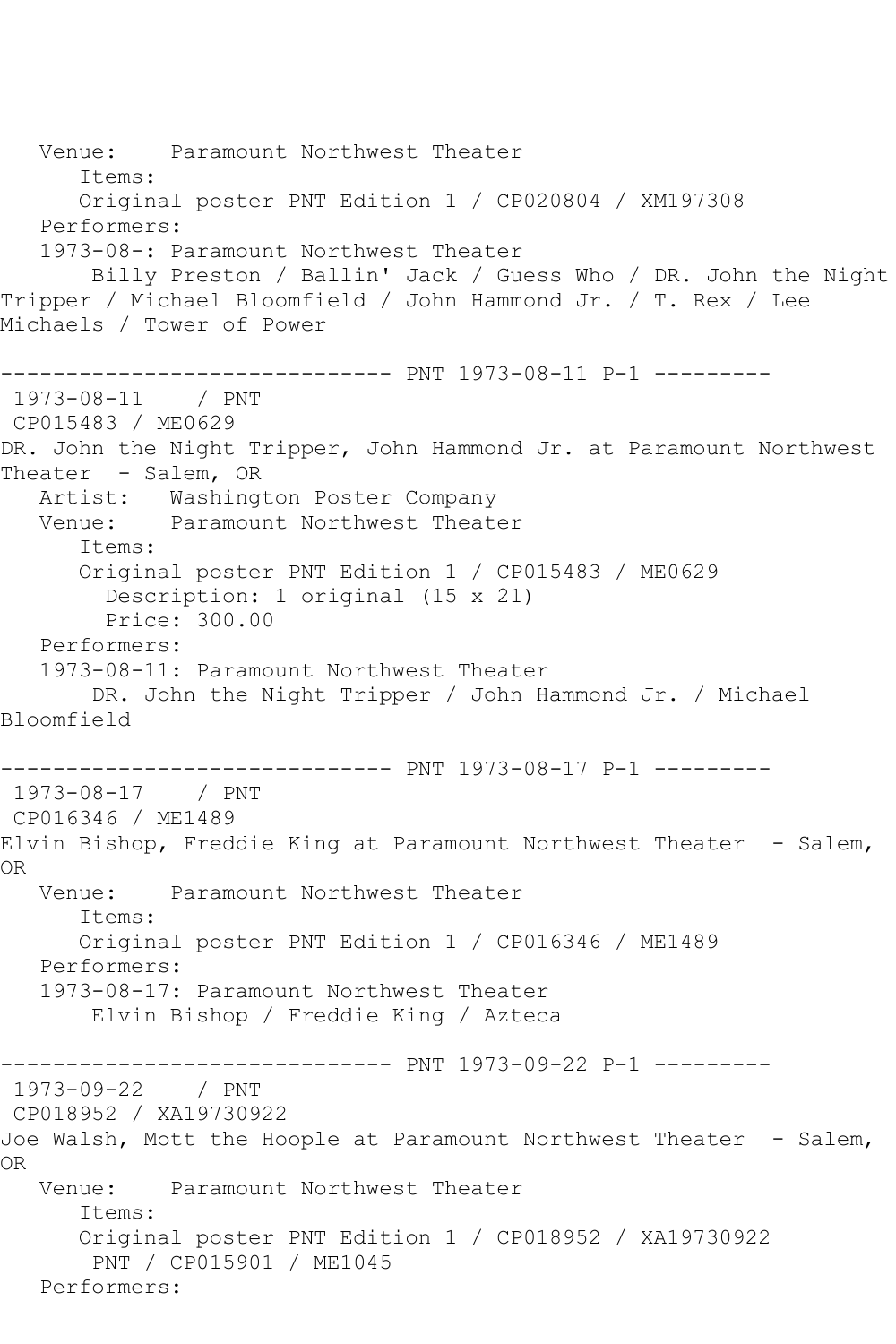```
   Venue:    Paramount Northwest Theater
      Items:
      Original poster PNT Edition 1 / CP020804 / XM197308
   Performers:
   1973-08-: Paramount Northwest Theater
       Billy Preston / Ballin' Jack / Guess Who / DR. John the Night
Tripper / Michael Bloomfield / John Hammond Jr. / T. Rex / Lee
Michaels / Tower of Power

------------------------------ PNT 1973-08-11 P-1 ---------
 1973-08-11    / PNT
 CP015483 / ME0629
DR. John the Night Tripper, John Hammond Jr. at Paramount Northwest
Theater  - Salem, OR
   Artist:   Washington Poster Company
   Venue:    Paramount Northwest Theater
      Items:
      Original poster PNT Edition 1 / CP015483 / ME0629
        Description: 1 original (15 x 21)
        Price: 300.00
   Performers:
   1973-08-11: Paramount Northwest Theater
       DR. John the Night Tripper / John Hammond Jr. / Michael
Bloomfield

------------------------------ PNT 1973-08-17 P-1 ---------
 1973-08-17    / PNT
 CP016346 / ME1489
Elvin Bishop, Freddie King at Paramount Northwest Theater  - Salem,
OR
   Venue:    Paramount Northwest Theater
      Items:
      Original poster PNT Edition 1 / CP016346 / ME1489
   Performers:
   1973-08-17: Paramount Northwest Theater
       Elvin Bishop / Freddie King / Azteca

------------------------------ PNT 1973-09-22 P-1 ---------
 1973-09-22    / PNT
 CP018952 / XA19730922
Joe Walsh, Mott the Hoople at Paramount Northwest Theater  - Salem,
OR
   Venue:    Paramount Northwest Theater
      Items:
      Original poster PNT Edition 1 / CP018952 / XA19730922
       PNT / CP015901 / ME1045
   Performers:
```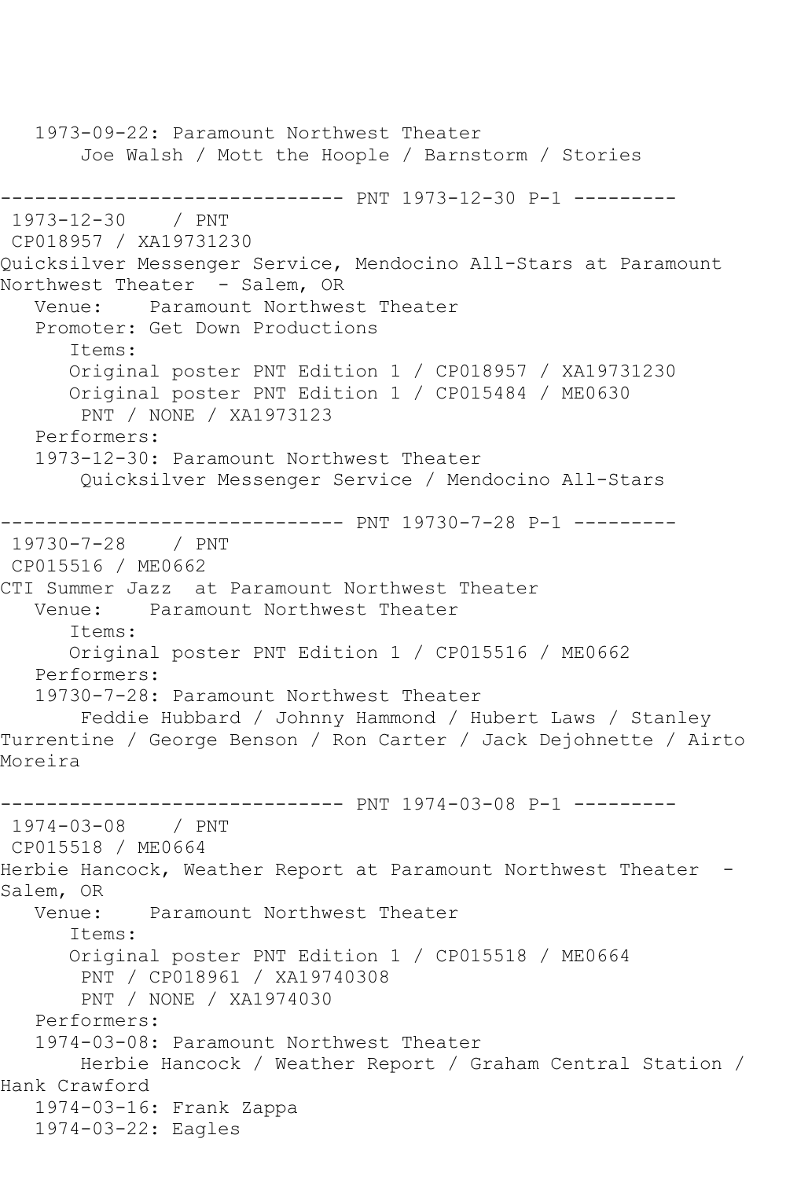```
   1973-09-22: Paramount Northwest Theater
       Joe Walsh / Mott the Hoople / Barnstorm / Stories

------------------------------ PNT 1973-12-30 P-1 ---------
 1973-12-30    / PNT
 CP018957 / XA19731230
Quicksilver Messenger Service, Mendocino All-Stars at Paramount
Northwest Theater  - Salem, OR
   Venue:    Paramount Northwest Theater
   Promoter: Get Down Productions
      Items:
      Original poster PNT Edition 1 / CP018957 / XA19731230
      Original poster PNT Edition 1 / CP015484 / ME0630
       PNT / NONE / XA1973123
   Performers:
   1973-12-30: Paramount Northwest Theater
       Quicksilver Messenger Service / Mendocino All-Stars

------------------------------ PNT 19730-7-28 P-1 ---------
 19730-7-28    / PNT
 CP015516 / ME0662
CTI Summer Jazz  at Paramount Northwest Theater
   Venue:    Paramount Northwest Theater
      Items:
      Original poster PNT Edition 1 / CP015516 / ME0662
   Performers:
   19730-7-28: Paramount Northwest Theater
       Feddie Hubbard / Johnny Hammond / Hubert Laws / Stanley
Turrentine / George Benson / Ron Carter / Jack Dejohnette / Airto
Moreira

------------------------------ PNT 1974-03-08 P-1 ---------
 1974-03-08    / PNT
 CP015518 / ME0664
Herbie Hancock, Weather Report at Paramount Northwest Theater  -
Salem, OR
   Venue:    Paramount Northwest Theater
      Items:
      Original poster PNT Edition 1 / CP015518 / ME0664
       PNT / CP018961 / XA19740308
       PNT / NONE / XA1974030
   Performers:
   1974-03-08: Paramount Northwest Theater
       Herbie Hancock / Weather Report / Graham Central Station /
Hank Crawford
   1974-03-16: Frank Zappa
   1974-03-22: Eagles
```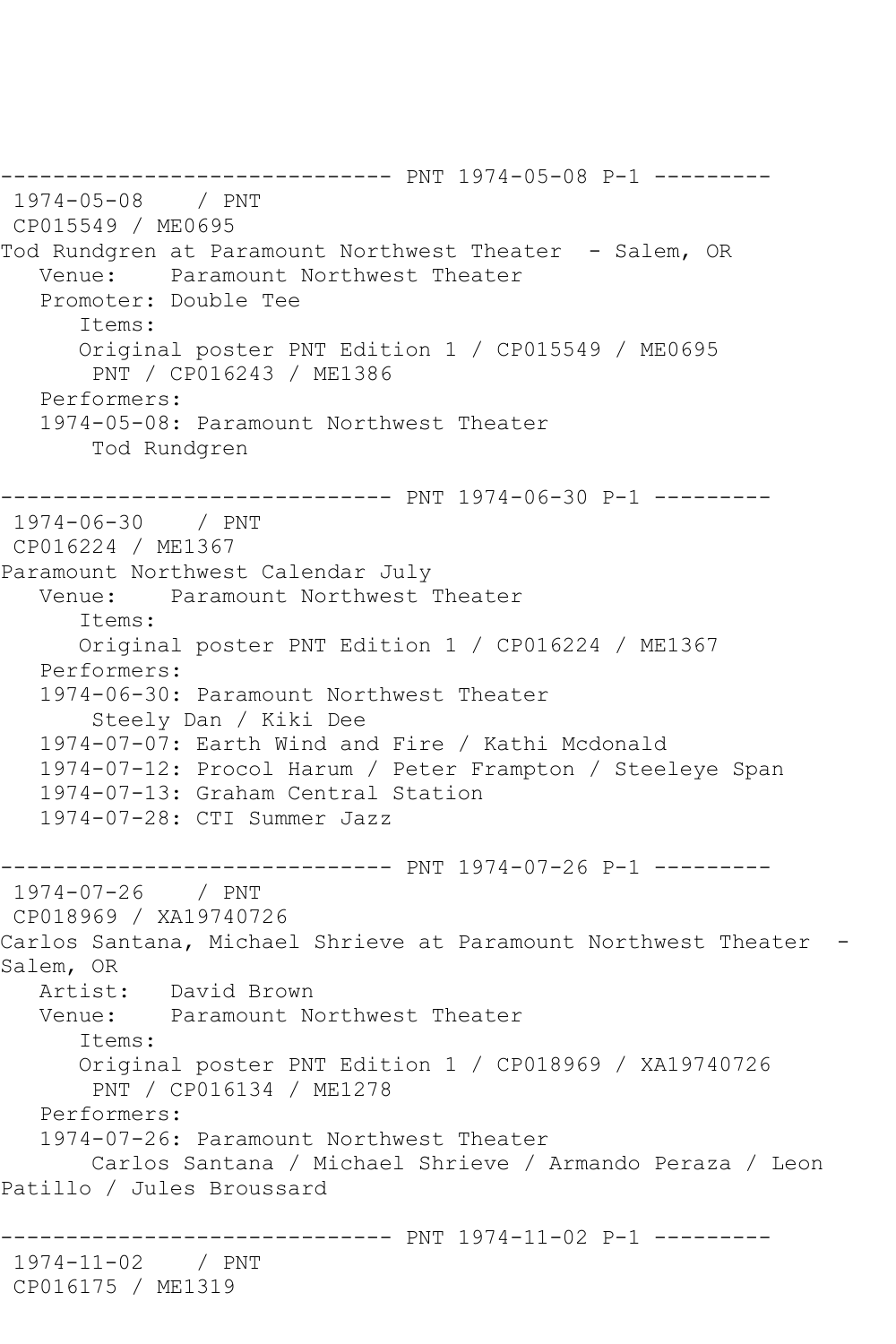------------------------------ PNT 1974-05-08 P-1 ---------

1974-05-08 / PNT
CP015549 / ME0695

Tod Rundgren at Paramount Northwest Theater - Salem, OR

Venue: Paramount Northwest Theater
Promoter: Double Tee
Items:
Original poster PNT Edition 1 / CP015549 / ME0695
PNT / CP016243 / ME1386
Performers:
1974-05-08: Paramount Northwest Theater
Tod Rundgren

------------------------------ PNT 1974-06-30 P-1 ---------

1974-06-30 / PNT
CP016224 / ME1367

Paramount Northwest Calendar July

Venue: Paramount Northwest Theater
Items:
Original poster PNT Edition 1 / CP016224 / ME1367
Performers:
1974-06-30: Paramount Northwest Theater
Steely Dan / Kiki Dee
1974-07-07: Earth Wind and Fire / Kathi Mcdonald
1974-07-12: Procol Harum / Peter Frampton / Steeleye Span
1974-07-13: Graham Central Station
1974-07-28: CTI Summer Jazz

------------------------------ PNT 1974-07-26 P-1 ---------

1974-07-26 / PNT
CP018969 / XA19740726

Carlos Santana, Michael Shrieve at Paramount Northwest Theater - Salem, OR

Artist: David Brown
Venue: Paramount Northwest Theater
Items:
Original poster PNT Edition 1 / CP018969 / XA19740726
PNT / CP016134 / ME1278
Performers:
1974-07-26: Paramount Northwest Theater
Carlos Santana / Michael Shrieve / Armando Peraza / Leon Patillo / Jules Broussard

------------------------------ PNT 1974-11-02 P-1 ---------

1974-11-02 / PNT
CP016175 / ME1319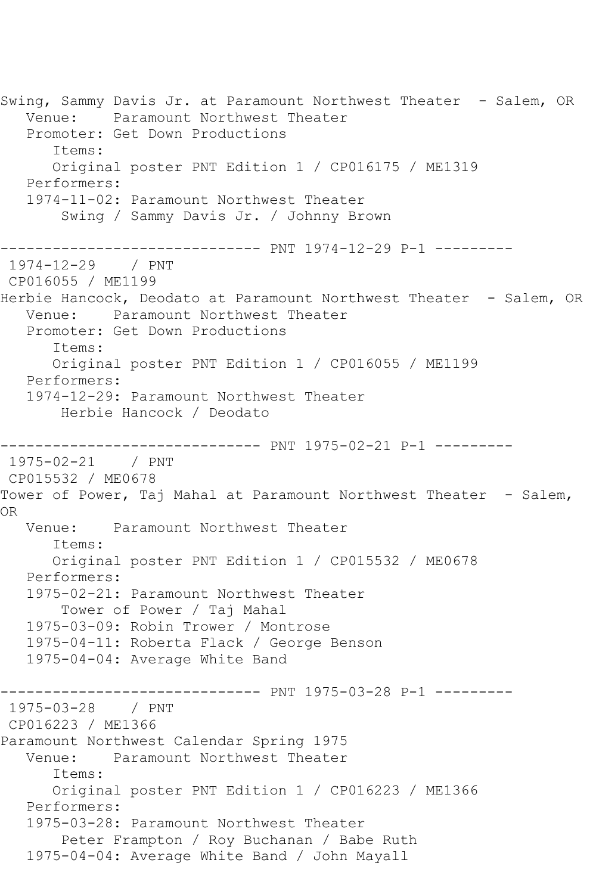Swing, Sammy Davis Jr. at Paramount Northwest Theater - Salem, OR
Venue: Paramount Northwest Theater
Promoter: Get Down Productions
Items:
Original poster PNT Edition 1 / CP016175 / ME1319
Performers:
1974-11-02: Paramount Northwest Theater
Swing / Sammy Davis Jr. / Johnny Brown

------------------------------ PNT 1974-12-29 P-1 ---------

1974-12-29 / PNT
CP016055 / ME1199
Herbie Hancock, Deodato at Paramount Northwest Theater - Salem, OR
Venue: Paramount Northwest Theater
Promoter: Get Down Productions
Items:
Original poster PNT Edition 1 / CP016055 / ME1199
Performers:
1974-12-29: Paramount Northwest Theater
Herbie Hancock / Deodato

------------------------------ PNT 1975-02-21 P-1 ---------

1975-02-21 / PNT
CP015532 / ME0678
Tower of Power, Taj Mahal at Paramount Northwest Theater - Salem, OR
Venue: Paramount Northwest Theater
Items:
Original poster PNT Edition 1 / CP015532 / ME0678
Performers:
1975-02-21: Paramount Northwest Theater
Tower of Power / Taj Mahal
1975-03-09: Robin Trower / Montrose
1975-04-11: Roberta Flack / George Benson
1975-04-04: Average White Band

------------------------------ PNT 1975-03-28 P-1 ---------

1975-03-28 / PNT
CP016223 / ME1366
Paramount Northwest Calendar Spring 1975
Venue: Paramount Northwest Theater
Items:
Original poster PNT Edition 1 / CP016223 / ME1366
Performers:
1975-03-28: Paramount Northwest Theater
Peter Frampton / Roy Buchanan / Babe Ruth
1975-04-04: Average White Band / John Mayall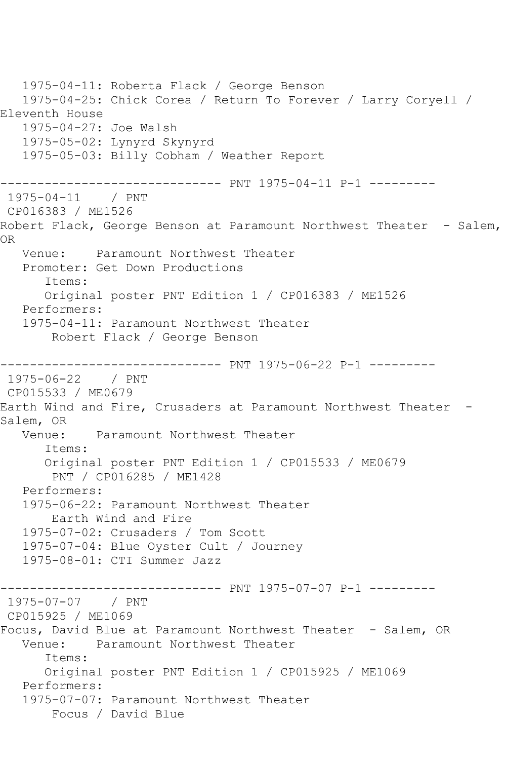1975-04-11: Roberta Flack / George Benson
   1975-04-25: Chick Corea / Return To Forever / Larry Coryell / Eleventh House
   1975-04-27: Joe Walsh
   1975-05-02: Lynyrd Skynyrd
   1975-05-03: Billy Cobham / Weather Report

------------------------------ PNT 1975-04-11 P-1 ---------

1975-04-11    / PNT
CP016383 / ME1526
Robert Flack, George Benson at Paramount Northwest Theater  - Salem, OR
   Venue:    Paramount Northwest Theater
   Promoter: Get Down Productions
      Items:
      Original poster PNT Edition 1 / CP016383 / ME1526
   Performers:
   1975-04-11: Paramount Northwest Theater
       Robert Flack / George Benson

------------------------------ PNT 1975-06-22 P-1 ---------

1975-06-22    / PNT
CP015533 / ME0679
Earth Wind and Fire, Crusaders at Paramount Northwest Theater  - Salem, OR
   Venue:    Paramount Northwest Theater
      Items:
      Original poster PNT Edition 1 / CP015533 / ME0679
       PNT / CP016285 / ME1428
   Performers:
   1975-06-22: Paramount Northwest Theater
       Earth Wind and Fire
   1975-07-02: Crusaders / Tom Scott
   1975-07-04: Blue Oyster Cult / Journey
   1975-08-01: CTI Summer Jazz

------------------------------ PNT 1975-07-07 P-1 ---------

1975-07-07    / PNT
CP015925 / ME1069
Focus, David Blue at Paramount Northwest Theater  - Salem, OR
   Venue:    Paramount Northwest Theater
      Items:
      Original poster PNT Edition 1 / CP015925 / ME1069
   Performers:
   1975-07-07: Paramount Northwest Theater
       Focus / David Blue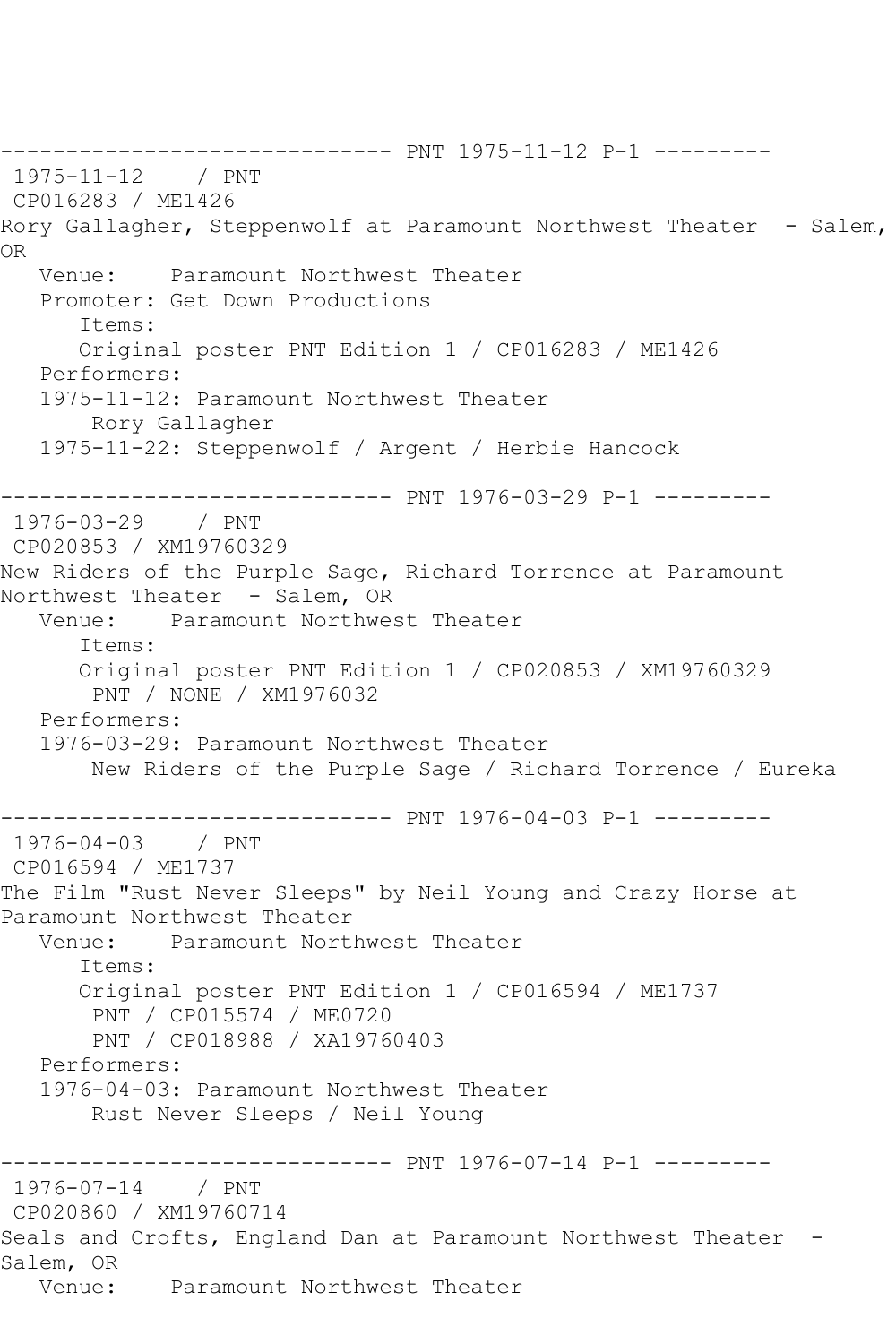------------------------------ PNT 1975-11-12 P-1 ---------

1975-11-12 / PNT

CP016283 / ME1426

Rory Gallagher, Steppenwolf at Paramount Northwest Theater - Salem, OR

Venue: Paramount Northwest Theater

Promoter: Get Down Productions

Items:

Original poster PNT Edition 1 / CP016283 / ME1426

Performers:

1975-11-12: Paramount Northwest Theater

Rory Gallagher

1975-11-22: Steppenwolf / Argent / Herbie Hancock

------------------------------ PNT 1976-03-29 P-1 ---------

1976-03-29 / PNT

CP020853 / XM19760329

New Riders of the Purple Sage, Richard Torrence at Paramount Northwest Theater - Salem, OR

Venue: Paramount Northwest Theater

Items:

Original poster PNT Edition 1 / CP020853 / XM19760329

PNT / NONE / XM1976032

Performers:

1976-03-29: Paramount Northwest Theater

New Riders of the Purple Sage / Richard Torrence / Eureka

------------------------------ PNT 1976-04-03 P-1 ---------

1976-04-03 / PNT

CP016594 / ME1737

The Film "Rust Never Sleeps" by Neil Young and Crazy Horse at Paramount Northwest Theater

Venue: Paramount Northwest Theater

Items:

Original poster PNT Edition 1 / CP016594 / ME1737

PNT / CP015574 / ME0720

PNT / CP018988 / XA19760403

Performers:

1976-04-03: Paramount Northwest Theater

Rust Never Sleeps / Neil Young

------------------------------ PNT 1976-07-14 P-1 ---------

1976-07-14 / PNT

CP020860 / XM19760714

Seals and Crofts, England Dan at Paramount Northwest Theater - Salem, OR

Venue: Paramount Northwest Theater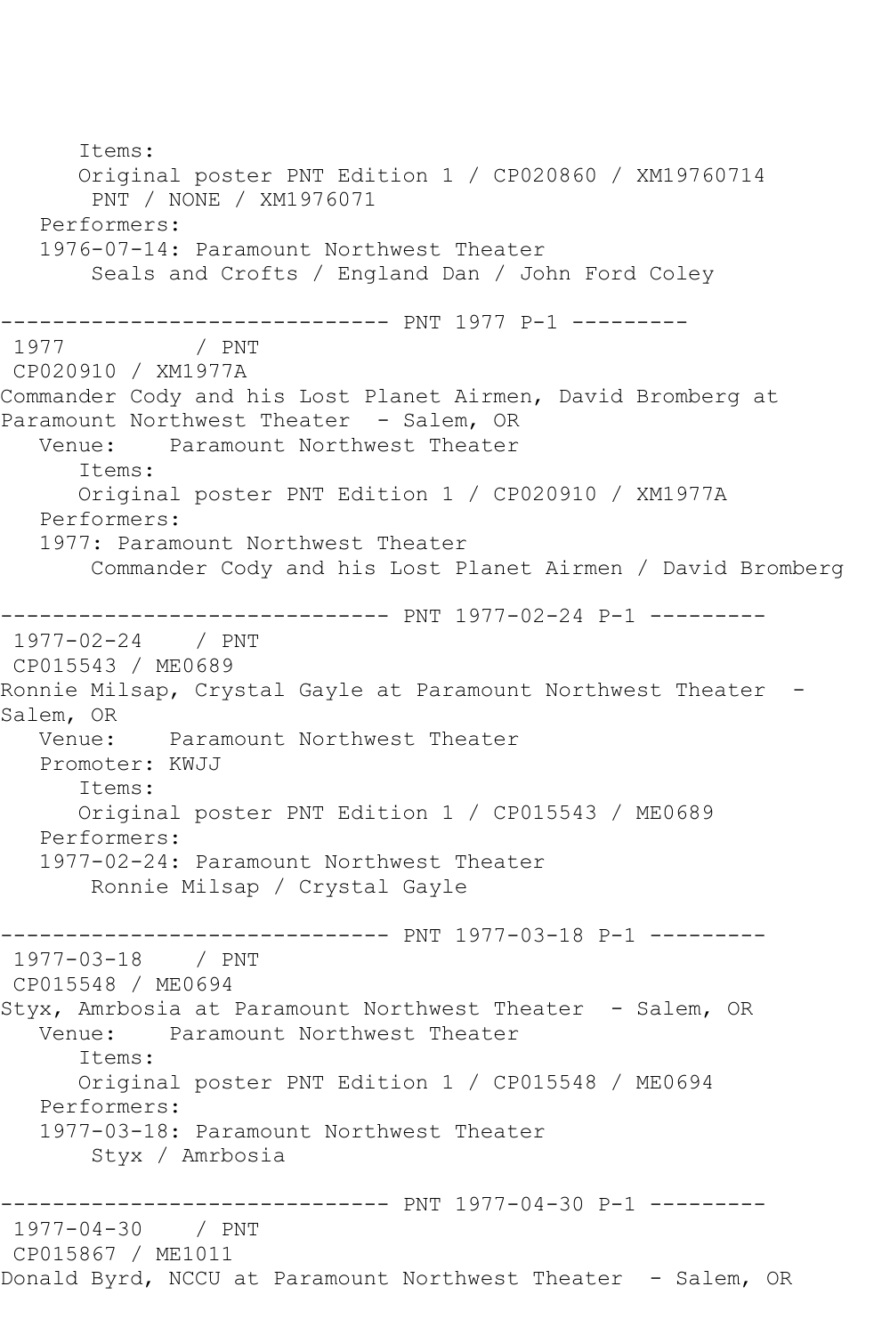```
      Items:
      Original poster PNT Edition 1 / CP020860 / XM19760714
       PNT / NONE / XM1976071
   Performers:
   1976-07-14: Paramount Northwest Theater
       Seals and Crofts / England Dan / John Ford Coley

------------------------------ PNT 1977 P-1 ---------
 1977          / PNT
 CP020910 / XM1977A
Commander Cody and his Lost Planet Airmen, David Bromberg at
Paramount Northwest Theater  - Salem, OR
   Venue:    Paramount Northwest Theater
      Items:
      Original poster PNT Edition 1 / CP020910 / XM1977A
   Performers:
   1977: Paramount Northwest Theater
       Commander Cody and his Lost Planet Airmen / David Bromberg

------------------------------ PNT 1977-02-24 P-1 ---------
 1977-02-24    / PNT
 CP015543 / ME0689
Ronnie Milsap, Crystal Gayle at Paramount Northwest Theater  -
Salem, OR
   Venue:    Paramount Northwest Theater
   Promoter: KWJJ
      Items:
      Original poster PNT Edition 1 / CP015543 / ME0689
   Performers:
   1977-02-24: Paramount Northwest Theater
       Ronnie Milsap / Crystal Gayle

------------------------------ PNT 1977-03-18 P-1 ---------
 1977-03-18    / PNT
 CP015548 / ME0694
Styx, Amrbosia at Paramount Northwest Theater  - Salem, OR
   Venue:    Paramount Northwest Theater
      Items:
      Original poster PNT Edition 1 / CP015548 / ME0694
   Performers:
   1977-03-18: Paramount Northwest Theater
       Styx / Amrbosia

------------------------------ PNT 1977-04-30 P-1 ---------
 1977-04-30    / PNT
 CP015867 / ME1011
Donald Byrd, NCCU at Paramount Northwest Theater  - Salem, OR
```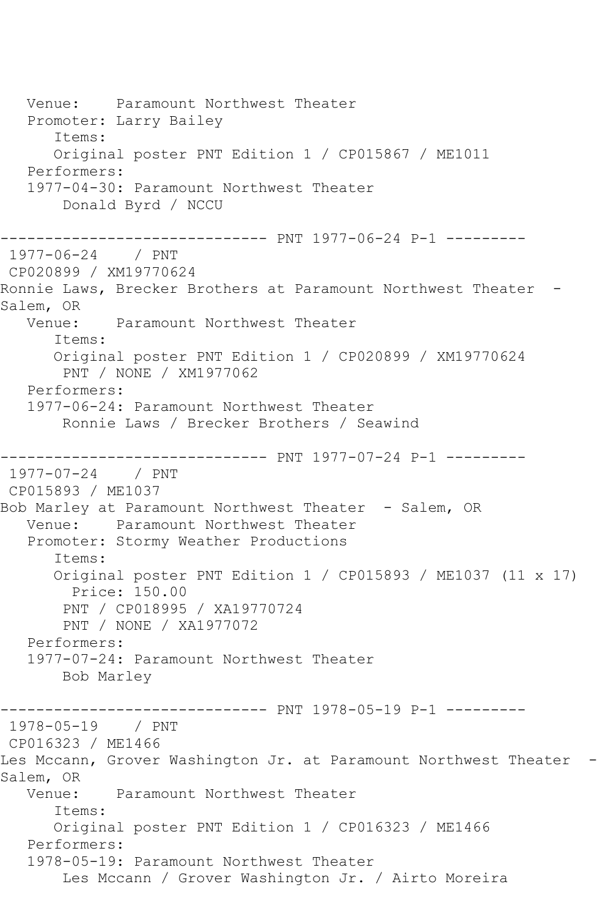```
   Venue:    Paramount Northwest Theater
   Promoter: Larry Bailey
      Items:
      Original poster PNT Edition 1 / CP015867 / ME1011
   Performers:
   1977-04-30: Paramount Northwest Theater
       Donald Byrd / NCCU

------------------------------ PNT 1977-06-24 P-1 ---------
 1977-06-24    / PNT
 CP020899 / XM19770624
Ronnie Laws, Brecker Brothers at Paramount Northwest Theater  -
Salem, OR
   Venue:    Paramount Northwest Theater
      Items:
      Original poster PNT Edition 1 / CP020899 / XM19770624
       PNT / NONE / XM1977062
   Performers:
   1977-06-24: Paramount Northwest Theater
       Ronnie Laws / Brecker Brothers / Seawind

------------------------------ PNT 1977-07-24 P-1 ---------
 1977-07-24    / PNT
 CP015893 / ME1037
Bob Marley at Paramount Northwest Theater  - Salem, OR
   Venue:    Paramount Northwest Theater
   Promoter: Stormy Weather Productions
      Items:
      Original poster PNT Edition 1 / CP015893 / ME1037 (11 x 17)
        Price: 150.00
       PNT / CP018995 / XA19770724
       PNT / NONE / XA1977072
   Performers:
   1977-07-24: Paramount Northwest Theater
       Bob Marley

------------------------------ PNT 1978-05-19 P-1 ---------
 1978-05-19    / PNT
 CP016323 / ME1466
Les Mccann, Grover Washington Jr. at Paramount Northwest Theater  -
Salem, OR
   Venue:    Paramount Northwest Theater
      Items:
      Original poster PNT Edition 1 / CP016323 / ME1466
   Performers:
   1978-05-19: Paramount Northwest Theater
       Les Mccann / Grover Washington Jr. / Airto Moreira
```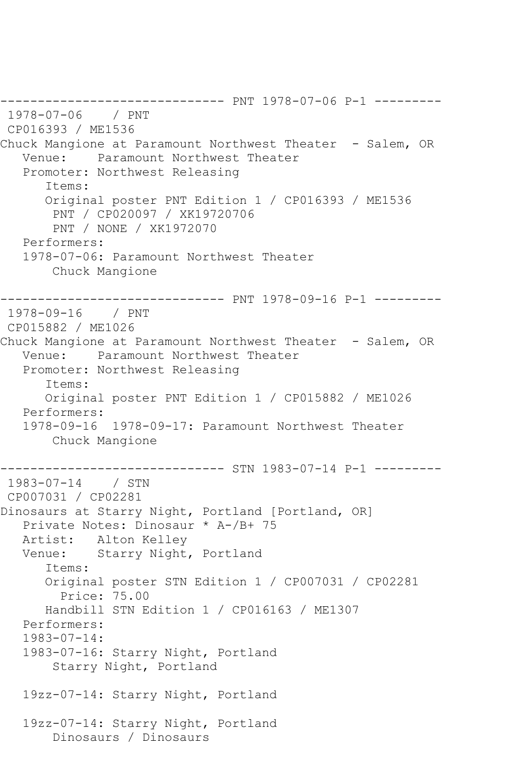```
------------------------------ PNT 1978-07-06 P-1 ---------
 1978-07-06    / PNT
 CP016393 / ME1536
Chuck Mangione at Paramount Northwest Theater  - Salem, OR
   Venue:    Paramount Northwest Theater
   Promoter: Northwest Releasing
      Items:
      Original poster PNT Edition 1 / CP016393 / ME1536
        PNT / CP020097 / XK19720706
        PNT / NONE / XK1972070
   Performers:
   1978-07-06: Paramount Northwest Theater
       Chuck Mangione

------------------------------ PNT 1978-09-16 P-1 ---------
 1978-09-16    / PNT
 CP015882 / ME1026
Chuck Mangione at Paramount Northwest Theater  - Salem, OR
   Venue:    Paramount Northwest Theater
   Promoter: Northwest Releasing
      Items:
      Original poster PNT Edition 1 / CP015882 / ME1026
   Performers:
   1978-09-16  1978-09-17: Paramount Northwest Theater
       Chuck Mangione

------------------------------ STN 1983-07-14 P-1 ---------
 1983-07-14    / STN
 CP007031 / CP02281
Dinosaurs at Starry Night, Portland [Portland, OR]
   Private Notes: Dinosaur * A-/B+ 75
   Artist:   Alton Kelley
   Venue:    Starry Night, Portland
      Items:
      Original poster STN Edition 1 / CP007031 / CP02281
        Price: 75.00
      Handbill STN Edition 1 / CP016163 / ME1307
   Performers:
   1983-07-14:
   1983-07-16: Starry Night, Portland
       Starry Night, Portland

   19zz-07-14: Starry Night, Portland

   19zz-07-14: Starry Night, Portland
       Dinosaurs / Dinosaurs
```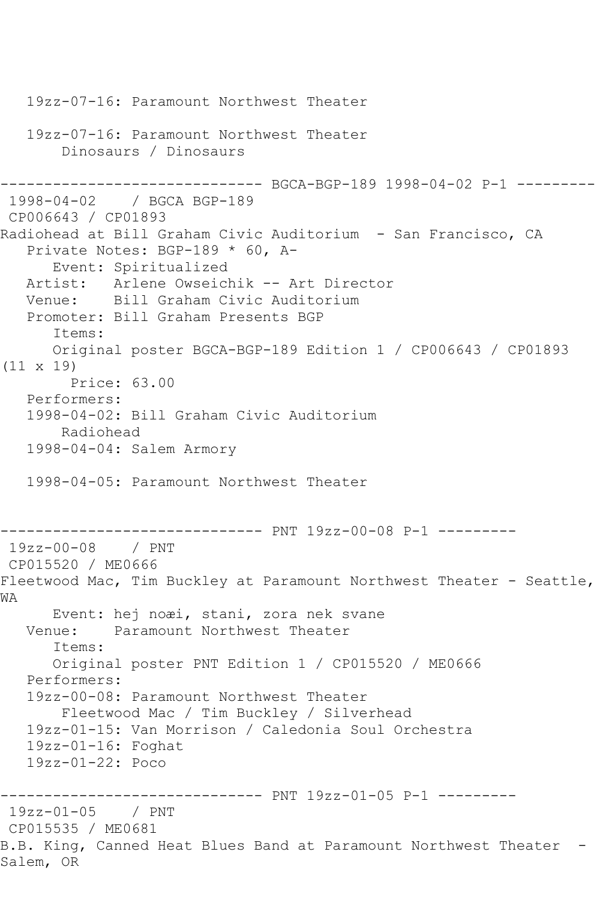```
   19zz-07-16: Paramount Northwest Theater

   19zz-07-16: Paramount Northwest Theater
       Dinosaurs / Dinosaurs

------------------------------ BGCA-BGP-189 1998-04-02 P-1 ---------
 1998-04-02    / BGCA BGP-189
 CP006643 / CP01893
Radiohead at Bill Graham Civic Auditorium  - San Francisco, CA
   Private Notes: BGP-189 * 60, A-
      Event: Spiritualized
   Artist:   Arlene Owseichik -- Art Director
   Venue:    Bill Graham Civic Auditorium
   Promoter: Bill Graham Presents BGP
      Items:
      Original poster BGCA-BGP-189 Edition 1 / CP006643 / CP01893
(11 x 19)
        Price: 63.00
   Performers:
   1998-04-02: Bill Graham Civic Auditorium
       Radiohead
   1998-04-04: Salem Armory

   1998-04-05: Paramount Northwest Theater


------------------------------ PNT 19zz-00-08 P-1 ---------
 19zz-00-08    / PNT
 CP015520 / ME0666
Fleetwood Mac, Tim Buckley at Paramount Northwest Theater - Seattle,
WA
      Event: hej noæi, stani, zora nek svane
   Venue:    Paramount Northwest Theater
      Items:
      Original poster PNT Edition 1 / CP015520 / ME0666
   Performers:
   19zz-00-08: Paramount Northwest Theater
       Fleetwood Mac / Tim Buckley / Silverhead
   19zz-01-15: Van Morrison / Caledonia Soul Orchestra
   19zz-01-16: Foghat
   19zz-01-22: Poco

------------------------------ PNT 19zz-01-05 P-1 ---------
 19zz-01-05    / PNT
 CP015535 / ME0681
B.B. King, Canned Heat Blues Band at Paramount Northwest Theater  -
Salem, OR
```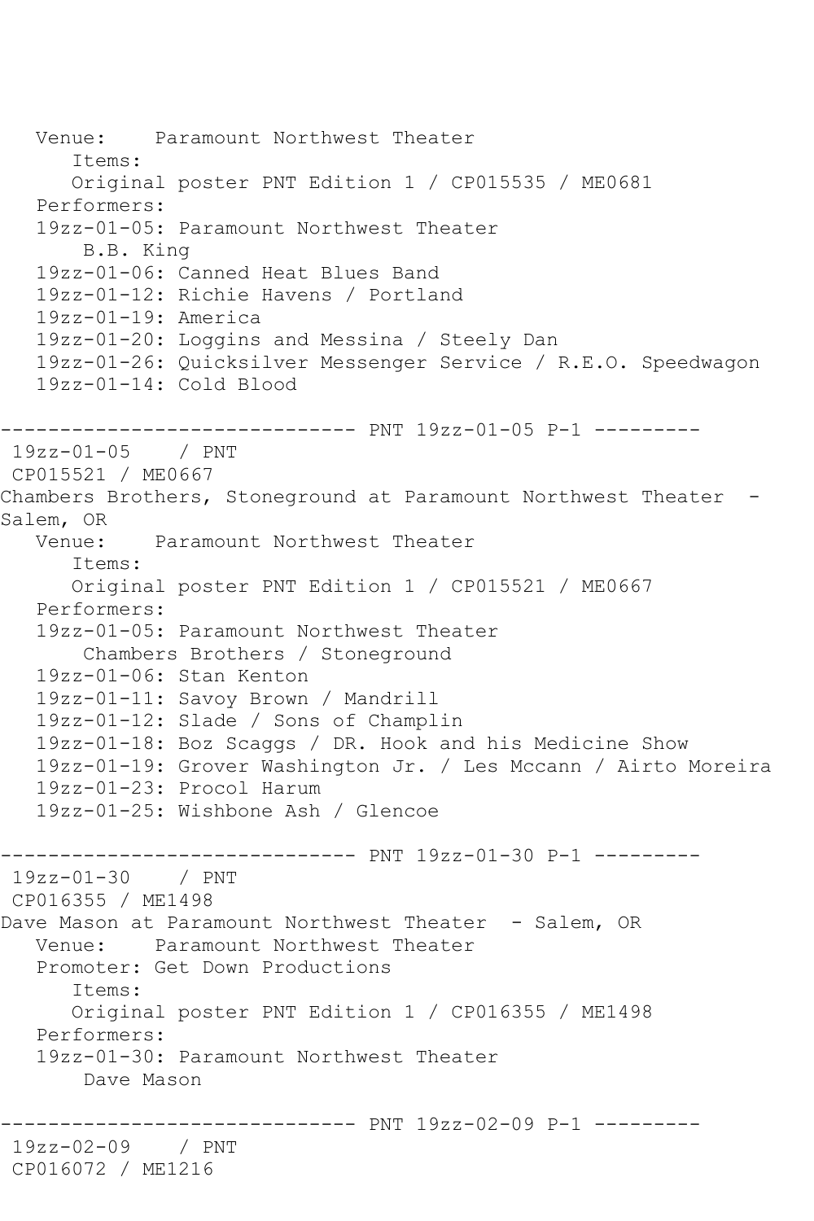```
   Venue:    Paramount Northwest Theater
      Items:
      Original poster PNT Edition 1 / CP015535 / ME0681
   Performers:
   19zz-01-05: Paramount Northwest Theater
       B.B. King
   19zz-01-06: Canned Heat Blues Band
   19zz-01-12: Richie Havens / Portland
   19zz-01-19: America
   19zz-01-20: Loggins and Messina / Steely Dan
   19zz-01-26: Quicksilver Messenger Service / R.E.O. Speedwagon
   19zz-01-14: Cold Blood

------------------------------ PNT 19zz-01-05 P-1 ---------
 19zz-01-05    / PNT
 CP015521 / ME0667
Chambers Brothers, Stoneground at Paramount Northwest Theater  -
Salem, OR
   Venue:    Paramount Northwest Theater
      Items:
      Original poster PNT Edition 1 / CP015521 / ME0667
   Performers:
   19zz-01-05: Paramount Northwest Theater
       Chambers Brothers / Stoneground
   19zz-01-06: Stan Kenton
   19zz-01-11: Savoy Brown / Mandrill
   19zz-01-12: Slade / Sons of Champlin
   19zz-01-18: Boz Scaggs / DR. Hook and his Medicine Show
   19zz-01-19: Grover Washington Jr. / Les Mccann / Airto Moreira
   19zz-01-23: Procol Harum
   19zz-01-25: Wishbone Ash / Glencoe

------------------------------ PNT 19zz-01-30 P-1 ---------
 19zz-01-30    / PNT
 CP016355 / ME1498
Dave Mason at Paramount Northwest Theater  - Salem, OR
   Venue:    Paramount Northwest Theater
   Promoter: Get Down Productions
      Items:
      Original poster PNT Edition 1 / CP016355 / ME1498
   Performers:
   19zz-01-30: Paramount Northwest Theater
       Dave Mason

------------------------------ PNT 19zz-02-09 P-1 ---------
 19zz-02-09    / PNT
 CP016072 / ME1216
```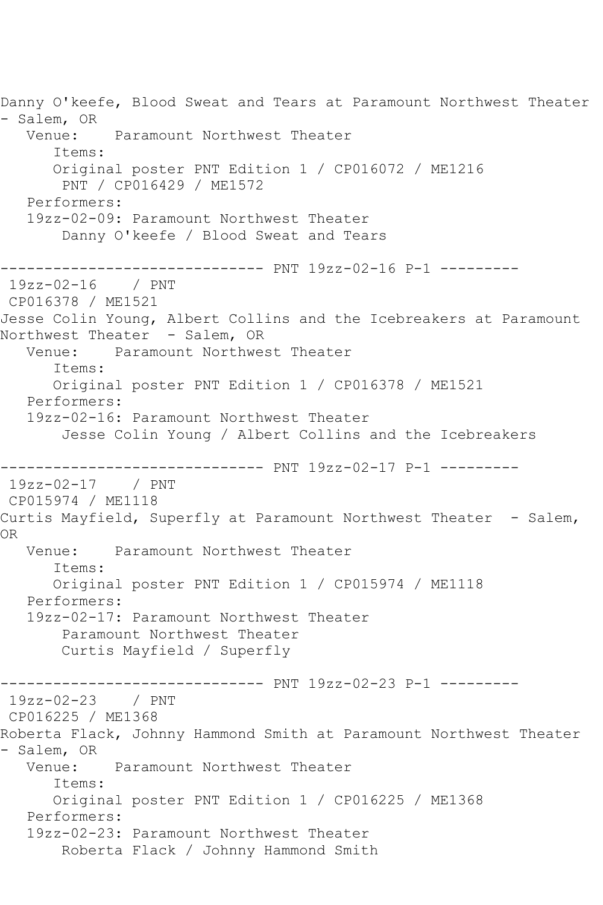Danny O'keefe, Blood Sweat and Tears at Paramount Northwest Theater - Salem, OR

Venue: Paramount Northwest Theater

Items:

Original poster PNT Edition 1 / CP016072 / ME1216

PNT / CP016429 / ME1572

Performers:

19zz-02-09: Paramount Northwest Theater

Danny O'keefe / Blood Sweat and Tears

------------------------------ PNT 19zz-02-16 P-1 ---------

19zz-02-16 / PNT

CP016378 / ME1521

Jesse Colin Young, Albert Collins and the Icebreakers at Paramount Northwest Theater - Salem, OR

Venue: Paramount Northwest Theater

Items:

Original poster PNT Edition 1 / CP016378 / ME1521

Performers:

19zz-02-16: Paramount Northwest Theater

Jesse Colin Young / Albert Collins and the Icebreakers

------------------------------ PNT 19zz-02-17 P-1 ---------

19zz-02-17 / PNT

CP015974 / ME1118

Curtis Mayfield, Superfly at Paramount Northwest Theater - Salem, OR

Venue: Paramount Northwest Theater

Items:

Original poster PNT Edition 1 / CP015974 / ME1118

Performers:

19zz-02-17: Paramount Northwest Theater

Paramount Northwest Theater

Curtis Mayfield / Superfly

------------------------------ PNT 19zz-02-23 P-1 ---------

19zz-02-23 / PNT

CP016225 / ME1368

Roberta Flack, Johnny Hammond Smith at Paramount Northwest Theater - Salem, OR

Venue: Paramount Northwest Theater

Items:

Original poster PNT Edition 1 / CP016225 / ME1368

Performers:

19zz-02-23: Paramount Northwest Theater

Roberta Flack / Johnny Hammond Smith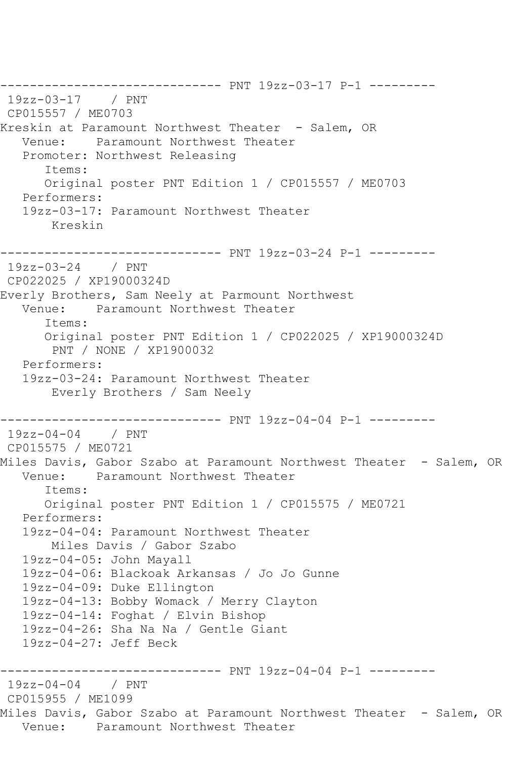```
------------------------------ PNT 19zz-03-17 P-1 ---------
 19zz-03-17    / PNT
 CP015557 / ME0703
Kreskin at Paramount Northwest Theater  - Salem, OR
   Venue:    Paramount Northwest Theater
   Promoter: Northwest Releasing
      Items:
      Original poster PNT Edition 1 / CP015557 / ME0703
   Performers:
   19zz-03-17: Paramount Northwest Theater
       Kreskin

------------------------------ PNT 19zz-03-24 P-1 ---------
 19zz-03-24    / PNT
 CP022025 / XP19000324D
Everly Brothers, Sam Neely at Parmount Northwest
   Venue:    Paramount Northwest Theater
      Items:
      Original poster PNT Edition 1 / CP022025 / XP19000324D
       PNT / NONE / XP1900032
   Performers:
   19zz-03-24: Paramount Northwest Theater
       Everly Brothers / Sam Neely

------------------------------ PNT 19zz-04-04 P-1 ---------
 19zz-04-04    / PNT
 CP015575 / ME0721
Miles Davis, Gabor Szabo at Paramount Northwest Theater  - Salem, OR
   Venue:    Paramount Northwest Theater
      Items:
      Original poster PNT Edition 1 / CP015575 / ME0721
   Performers:
   19zz-04-04: Paramount Northwest Theater
       Miles Davis / Gabor Szabo
   19zz-04-05: John Mayall
   19zz-04-06: Blackoak Arkansas / Jo Jo Gunne
   19zz-04-09: Duke Ellington
   19zz-04-13: Bobby Womack / Merry Clayton
   19zz-04-14: Foghat / Elvin Bishop
   19zz-04-26: Sha Na Na / Gentle Giant
   19zz-04-27: Jeff Beck

------------------------------ PNT 19zz-04-04 P-1 ---------
 19zz-04-04    / PNT
 CP015955 / ME1099
Miles Davis, Gabor Szabo at Paramount Northwest Theater  - Salem, OR
   Venue:    Paramount Northwest Theater
```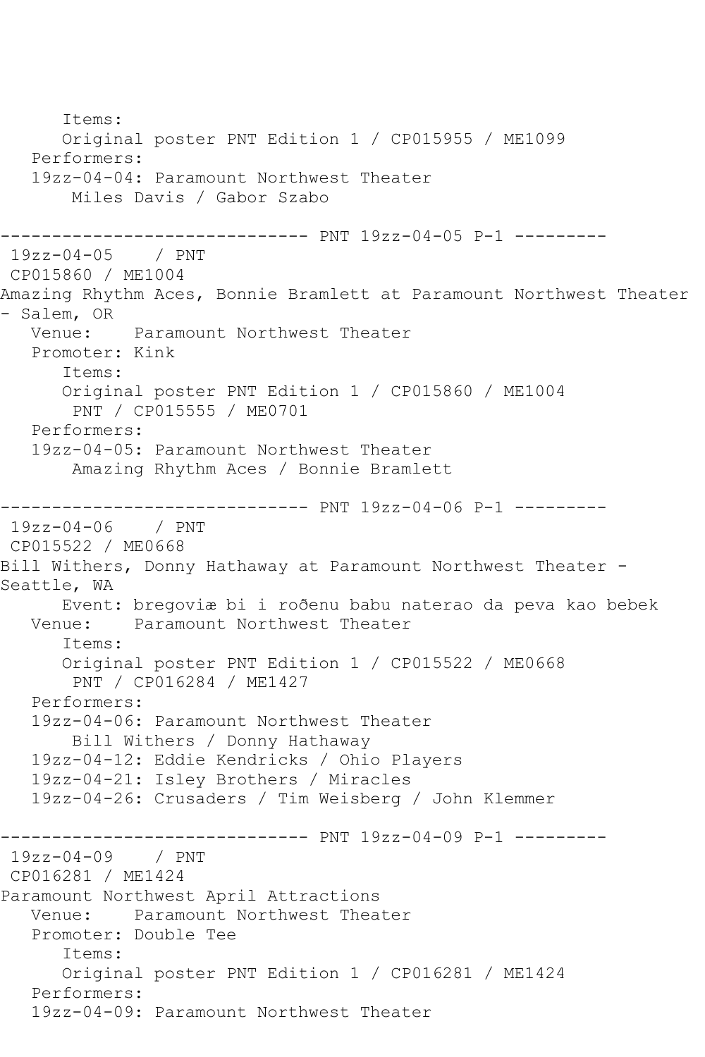```
      Items:
      Original poster PNT Edition 1 / CP015955 / ME1099
   Performers:
   19zz-04-04: Paramount Northwest Theater
       Miles Davis / Gabor Szabo

------------------------------ PNT 19zz-04-05 P-1 ---------
 19zz-04-05    / PNT
 CP015860 / ME1004
Amazing Rhythm Aces, Bonnie Bramlett at Paramount Northwest Theater
- Salem, OR
   Venue:    Paramount Northwest Theater
   Promoter: Kink
      Items:
      Original poster PNT Edition 1 / CP015860 / ME1004
       PNT / CP015555 / ME0701
   Performers:
   19zz-04-05: Paramount Northwest Theater
       Amazing Rhythm Aces / Bonnie Bramlett

------------------------------ PNT 19zz-04-06 P-1 ---------
 19zz-04-06    / PNT
 CP015522 / ME0668
Bill Withers, Donny Hathaway at Paramount Northwest Theater -
Seattle, WA
      Event: bregoviæ bi i roðenu babu naterao da peva kao bebek
   Venue:    Paramount Northwest Theater
      Items:
      Original poster PNT Edition 1 / CP015522 / ME0668
       PNT / CP016284 / ME1427
   Performers:
   19zz-04-06: Paramount Northwest Theater
       Bill Withers / Donny Hathaway
   19zz-04-12: Eddie Kendricks / Ohio Players
   19zz-04-21: Isley Brothers / Miracles
   19zz-04-26: Crusaders / Tim Weisberg / John Klemmer

------------------------------ PNT 19zz-04-09 P-1 ---------
 19zz-04-09    / PNT
 CP016281 / ME1424
Paramount Northwest April Attractions
   Venue:    Paramount Northwest Theater
   Promoter: Double Tee
      Items:
      Original poster PNT Edition 1 / CP016281 / ME1424
   Performers:
   19zz-04-09: Paramount Northwest Theater
```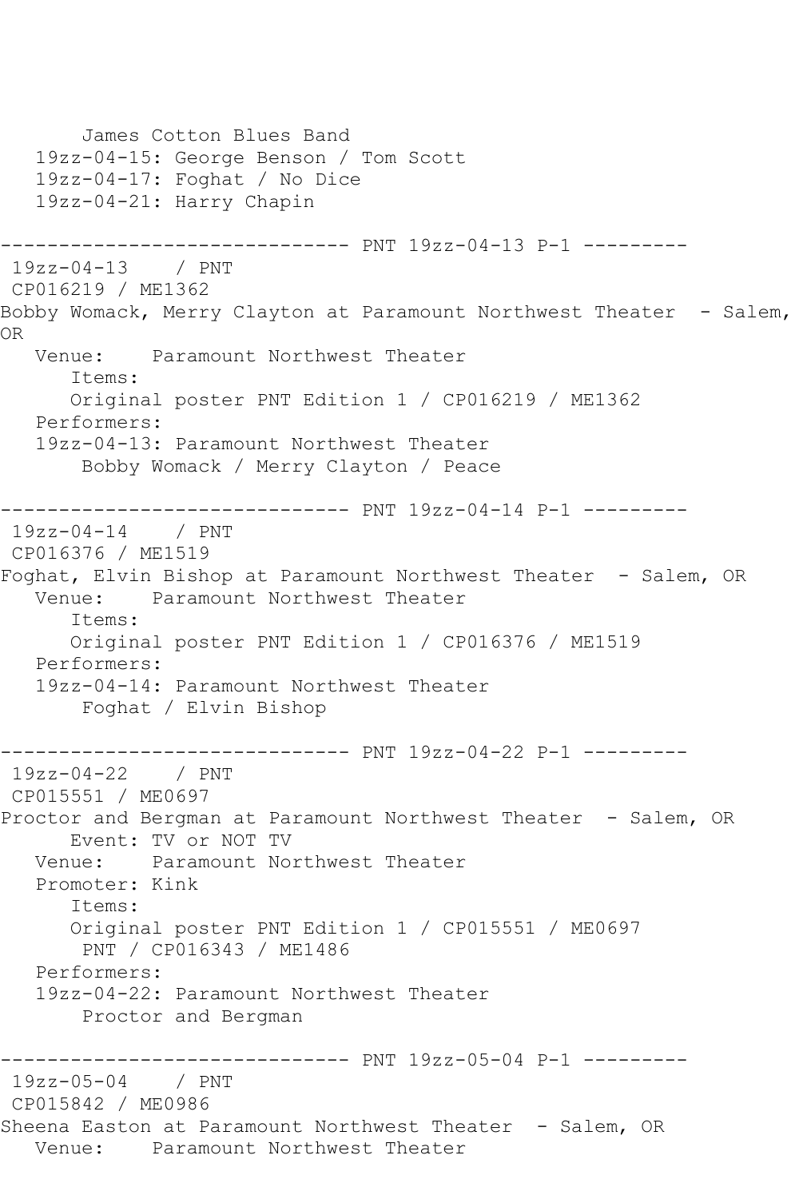```
       James Cotton Blues Band
   19zz-04-15: George Benson / Tom Scott
   19zz-04-17: Foghat / No Dice
   19zz-04-21: Harry Chapin

------------------------------ PNT 19zz-04-13 P-1 ---------
 19zz-04-13    / PNT
 CP016219 / ME1362
Bobby Womack, Merry Clayton at Paramount Northwest Theater  - Salem, 
OR
   Venue:    Paramount Northwest Theater
      Items:
      Original poster PNT Edition 1 / CP016219 / ME1362
   Performers:
   19zz-04-13: Paramount Northwest Theater
       Bobby Womack / Merry Clayton / Peace

------------------------------ PNT 19zz-04-14 P-1 ---------
 19zz-04-14    / PNT
 CP016376 / ME1519
Foghat, Elvin Bishop at Paramount Northwest Theater  - Salem, OR
   Venue:    Paramount Northwest Theater
      Items:
      Original poster PNT Edition 1 / CP016376 / ME1519
   Performers:
   19zz-04-14: Paramount Northwest Theater
       Foghat / Elvin Bishop

------------------------------ PNT 19zz-04-22 P-1 ---------
 19zz-04-22    / PNT
 CP015551 / ME0697
Proctor and Bergman at Paramount Northwest Theater  - Salem, OR
      Event: TV or NOT TV
   Venue:    Paramount Northwest Theater
   Promoter: Kink
      Items:
      Original poster PNT Edition 1 / CP015551 / ME0697
       PNT / CP016343 / ME1486
   Performers:
   19zz-04-22: Paramount Northwest Theater
       Proctor and Bergman

------------------------------ PNT 19zz-05-04 P-1 ---------
 19zz-05-04    / PNT
 CP015842 / ME0986
Sheena Easton at Paramount Northwest Theater  - Salem, OR
   Venue:    Paramount Northwest Theater
```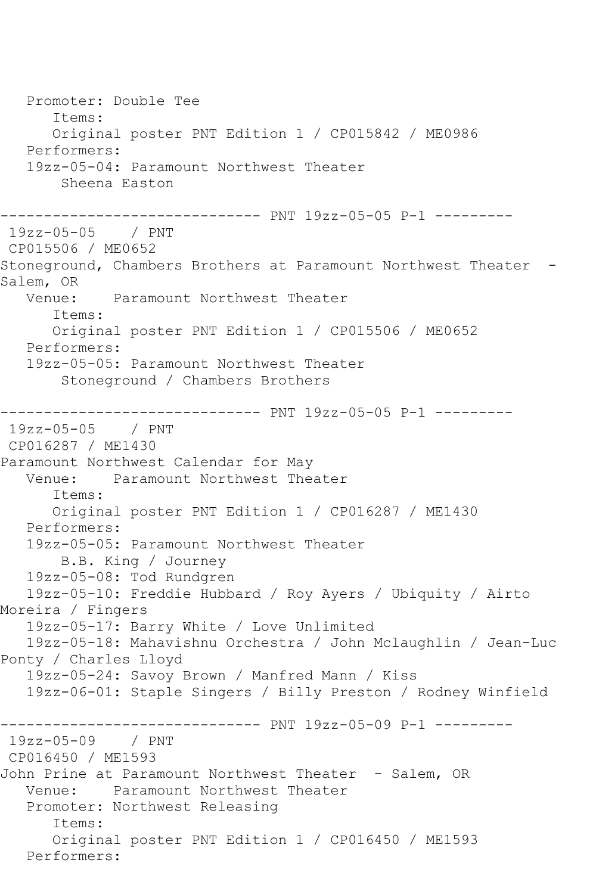```
   Promoter: Double Tee
      Items:
      Original poster PNT Edition 1 / CP015842 / ME0986
   Performers:
   19zz-05-04: Paramount Northwest Theater
       Sheena Easton

------------------------------ PNT 19zz-05-05 P-1 ---------
 19zz-05-05    / PNT
 CP015506 / ME0652
Stoneground, Chambers Brothers at Paramount Northwest Theater  - 
Salem, OR
   Venue:    Paramount Northwest Theater
      Items:
      Original poster PNT Edition 1 / CP015506 / ME0652
   Performers:
   19zz-05-05: Paramount Northwest Theater
       Stoneground / Chambers Brothers

------------------------------ PNT 19zz-05-05 P-1 ---------
 19zz-05-05    / PNT
 CP016287 / ME1430
Paramount Northwest Calendar for May
   Venue:    Paramount Northwest Theater
      Items:
      Original poster PNT Edition 1 / CP016287 / ME1430
   Performers:
   19zz-05-05: Paramount Northwest Theater
       B.B. King / Journey
   19zz-05-08: Tod Rundgren
   19zz-05-10: Freddie Hubbard / Roy Ayers / Ubiquity / Airto 
Moreira / Fingers
   19zz-05-17: Barry White / Love Unlimited
   19zz-05-18: Mahavishnu Orchestra / John Mclaughlin / Jean-Luc 
Ponty / Charles Lloyd
   19zz-05-24: Savoy Brown / Manfred Mann / Kiss
   19zz-06-01: Staple Singers / Billy Preston / Rodney Winfield

------------------------------ PNT 19zz-05-09 P-1 ---------
 19zz-05-09    / PNT
 CP016450 / ME1593
John Prine at Paramount Northwest Theater  - Salem, OR
   Venue:    Paramount Northwest Theater
   Promoter: Northwest Releasing
      Items:
      Original poster PNT Edition 1 / CP016450 / ME1593
   Performers:
```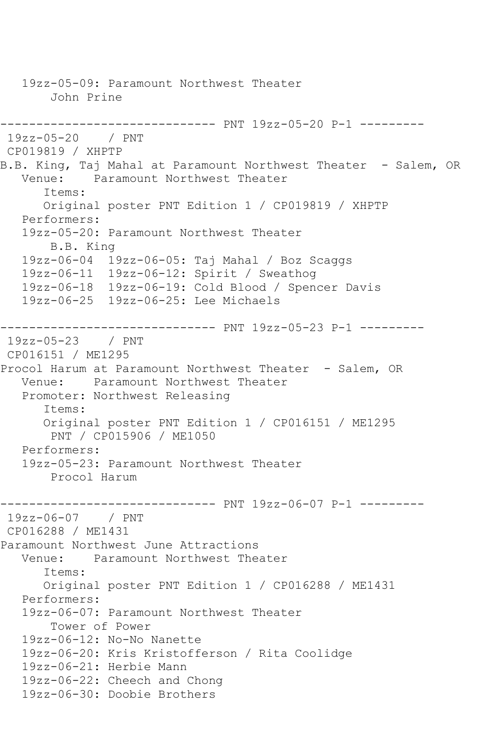```
   19zz-05-09: Paramount Northwest Theater
       John Prine

------------------------------ PNT 19zz-05-20 P-1 ---------
 19zz-05-20    / PNT
 CP019819 / XHPTP
B.B. King, Taj Mahal at Paramount Northwest Theater  - Salem, OR
   Venue:    Paramount Northwest Theater
      Items:
      Original poster PNT Edition 1 / CP019819 / XHPTP
   Performers:
   19zz-05-20: Paramount Northwest Theater
       B.B. King
   19zz-06-04  19zz-06-05: Taj Mahal / Boz Scaggs
   19zz-06-11  19zz-06-12: Spirit / Sweathog
   19zz-06-18  19zz-06-19: Cold Blood / Spencer Davis
   19zz-06-25  19zz-06-25: Lee Michaels

------------------------------ PNT 19zz-05-23 P-1 ---------
 19zz-05-23    / PNT
 CP016151 / ME1295
Procol Harum at Paramount Northwest Theater  - Salem, OR
   Venue:    Paramount Northwest Theater
   Promoter: Northwest Releasing
      Items:
      Original poster PNT Edition 1 / CP016151 / ME1295
       PNT / CP015906 / ME1050
   Performers:
   19zz-05-23: Paramount Northwest Theater
       Procol Harum

------------------------------ PNT 19zz-06-07 P-1 ---------
 19zz-06-07    / PNT
 CP016288 / ME1431
Paramount Northwest June Attractions
   Venue:    Paramount Northwest Theater
      Items:
      Original poster PNT Edition 1 / CP016288 / ME1431
   Performers:
   19zz-06-07: Paramount Northwest Theater
       Tower of Power
   19zz-06-12: No-No Nanette
   19zz-06-20: Kris Kristofferson / Rita Coolidge
   19zz-06-21: Herbie Mann
   19zz-06-22: Cheech and Chong
   19zz-06-30: Doobie Brothers
```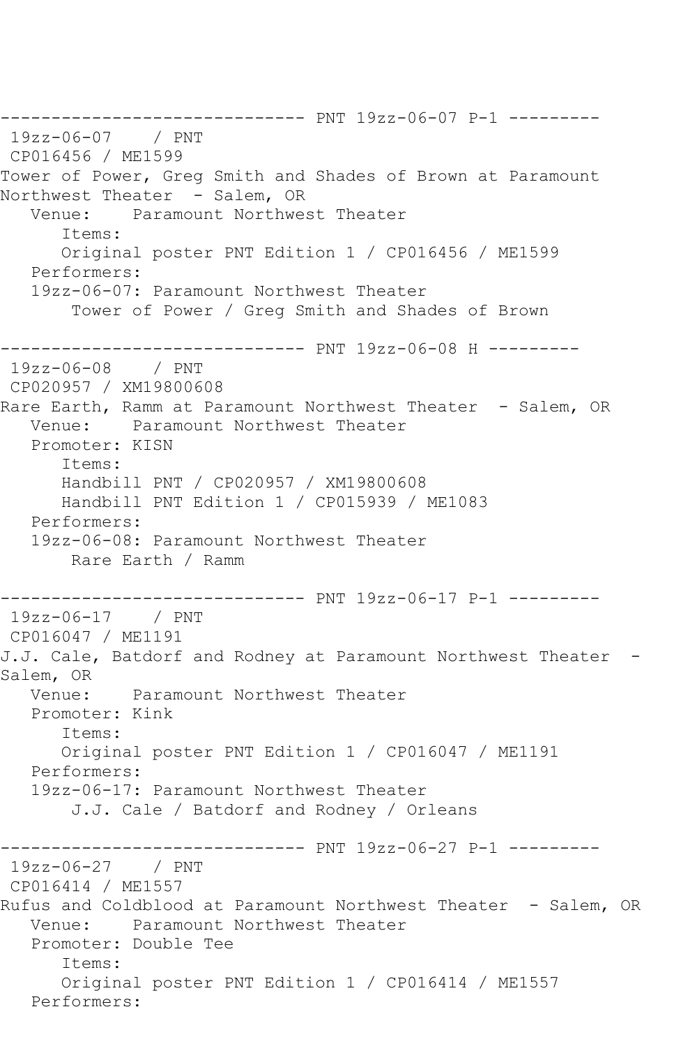```
------------------------------ PNT 19zz-06-07 P-1 ---------
 19zz-06-07    / PNT
 CP016456 / ME1599
Tower of Power, Greg Smith and Shades of Brown at Paramount
Northwest Theater  - Salem, OR
   Venue:    Paramount Northwest Theater
      Items:
      Original poster PNT Edition 1 / CP016456 / ME1599
   Performers:
   19zz-06-07: Paramount Northwest Theater
       Tower of Power / Greg Smith and Shades of Brown

------------------------------ PNT 19zz-06-08 H ---------
 19zz-06-08    / PNT
 CP020957 / XM19800608
Rare Earth, Ramm at Paramount Northwest Theater  - Salem, OR
   Venue:    Paramount Northwest Theater
   Promoter: KISN
      Items:
      Handbill PNT / CP020957 / XM19800608
      Handbill PNT Edition 1 / CP015939 / ME1083
   Performers:
   19zz-06-08: Paramount Northwest Theater
       Rare Earth / Ramm

------------------------------ PNT 19zz-06-17 P-1 ---------
 19zz-06-17    / PNT
 CP016047 / ME1191
J.J. Cale, Batdorf and Rodney at Paramount Northwest Theater  -
Salem, OR
   Venue:    Paramount Northwest Theater
   Promoter: Kink
      Items:
      Original poster PNT Edition 1 / CP016047 / ME1191
   Performers:
   19zz-06-17: Paramount Northwest Theater
       J.J. Cale / Batdorf and Rodney / Orleans

------------------------------ PNT 19zz-06-27 P-1 ---------
 19zz-06-27    / PNT
 CP016414 / ME1557
Rufus and Coldblood at Paramount Northwest Theater  - Salem, OR
   Venue:    Paramount Northwest Theater
   Promoter: Double Tee
      Items:
      Original poster PNT Edition 1 / CP016414 / ME1557
   Performers:
```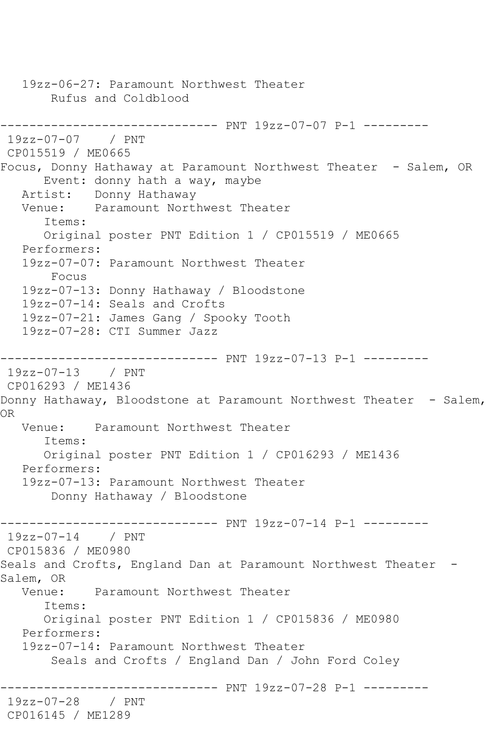```
   19zz-06-27: Paramount Northwest Theater
       Rufus and Coldblood

------------------------------ PNT 19zz-07-07 P-1 ---------
 19zz-07-07    / PNT
 CP015519 / ME0665
Focus, Donny Hathaway at Paramount Northwest Theater  - Salem, OR
      Event: donny hath a way, maybe
   Artist:   Donny Hathaway
   Venue:    Paramount Northwest Theater
      Items:
      Original poster PNT Edition 1 / CP015519 / ME0665
   Performers:
   19zz-07-07: Paramount Northwest Theater
       Focus
   19zz-07-13: Donny Hathaway / Bloodstone
   19zz-07-14: Seals and Crofts
   19zz-07-21: James Gang / Spooky Tooth
   19zz-07-28: CTI Summer Jazz

------------------------------ PNT 19zz-07-13 P-1 ---------
 19zz-07-13    / PNT
 CP016293 / ME1436
Donny Hathaway, Bloodstone at Paramount Northwest Theater  - Salem,
OR
   Venue:    Paramount Northwest Theater
      Items:
      Original poster PNT Edition 1 / CP016293 / ME1436
   Performers:
   19zz-07-13: Paramount Northwest Theater
       Donny Hathaway / Bloodstone

------------------------------ PNT 19zz-07-14 P-1 ---------
 19zz-07-14    / PNT
 CP015836 / ME0980
Seals and Crofts, England Dan at Paramount Northwest Theater  -
Salem, OR
   Venue:    Paramount Northwest Theater
      Items:
      Original poster PNT Edition 1 / CP015836 / ME0980
   Performers:
   19zz-07-14: Paramount Northwest Theater
       Seals and Crofts / England Dan / John Ford Coley

------------------------------ PNT 19zz-07-28 P-1 ---------
 19zz-07-28    / PNT
 CP016145 / ME1289
```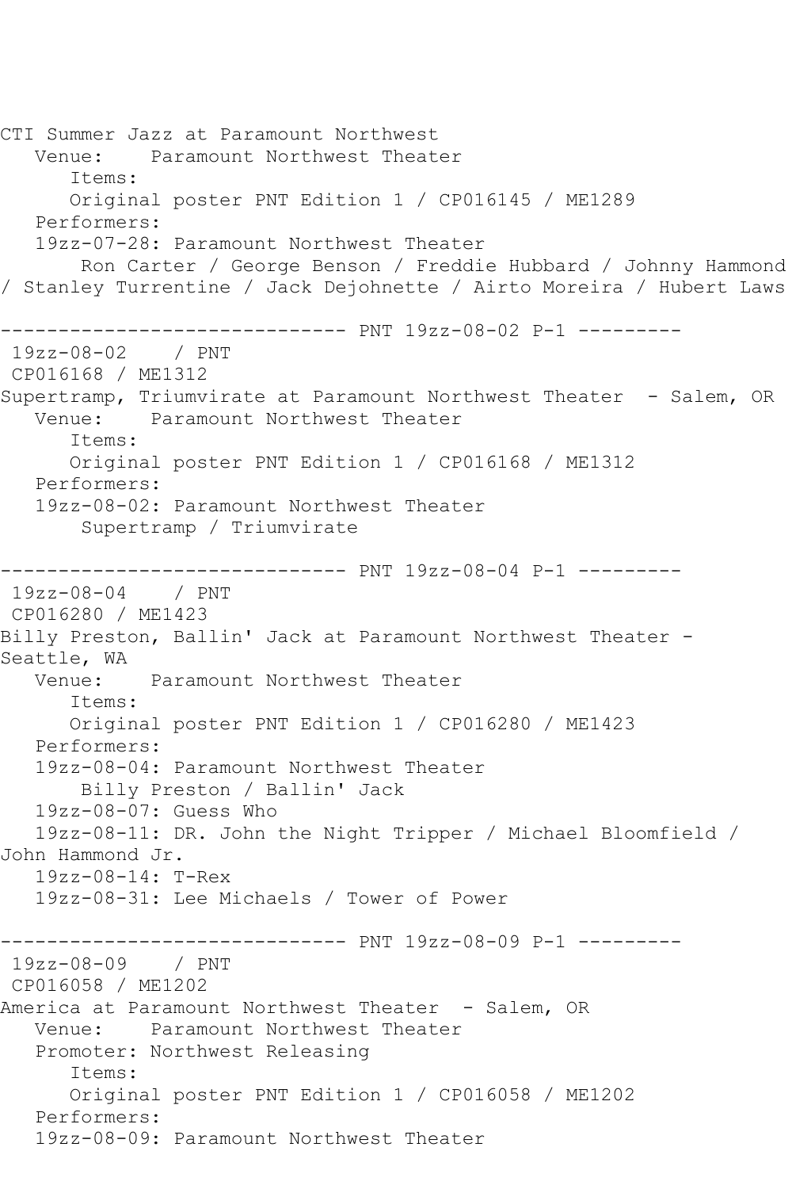CTI Summer Jazz at Paramount Northwest
   Venue:    Paramount Northwest Theater
      Items:
      Original poster PNT Edition 1 / CP016145 / ME1289
   Performers:
   19zz-07-28: Paramount Northwest Theater
       Ron Carter / George Benson / Freddie Hubbard / Johnny Hammond / Stanley Turrentine / Jack Dejohnette / Airto Moreira / Hubert Laws

------------------------------ PNT 19zz-08-02 P-1 ---------
19zz-08-02    / PNT
CP016168 / ME1312
Supertramp, Triumvirate at Paramount Northwest Theater  - Salem, OR
   Venue:    Paramount Northwest Theater
      Items:
      Original poster PNT Edition 1 / CP016168 / ME1312
   Performers:
   19zz-08-02: Paramount Northwest Theater
       Supertramp / Triumvirate

------------------------------ PNT 19zz-08-04 P-1 ---------
19zz-08-04    / PNT
CP016280 / ME1423
Billy Preston, Ballin' Jack at Paramount Northwest Theater - Seattle, WA
   Venue:    Paramount Northwest Theater
      Items:
      Original poster PNT Edition 1 / CP016280 / ME1423
   Performers:
   19zz-08-04: Paramount Northwest Theater
       Billy Preston / Ballin' Jack
   19zz-08-07: Guess Who
   19zz-08-11: DR. John the Night Tripper / Michael Bloomfield / John Hammond Jr.
   19zz-08-14: T-Rex
   19zz-08-31: Lee Michaels / Tower of Power

------------------------------ PNT 19zz-08-09 P-1 ---------
19zz-08-09    / PNT
CP016058 / ME1202
America at Paramount Northwest Theater  - Salem, OR
   Venue:    Paramount Northwest Theater
   Promoter: Northwest Releasing
      Items:
      Original poster PNT Edition 1 / CP016058 / ME1202
   Performers:
   19zz-08-09: Paramount Northwest Theater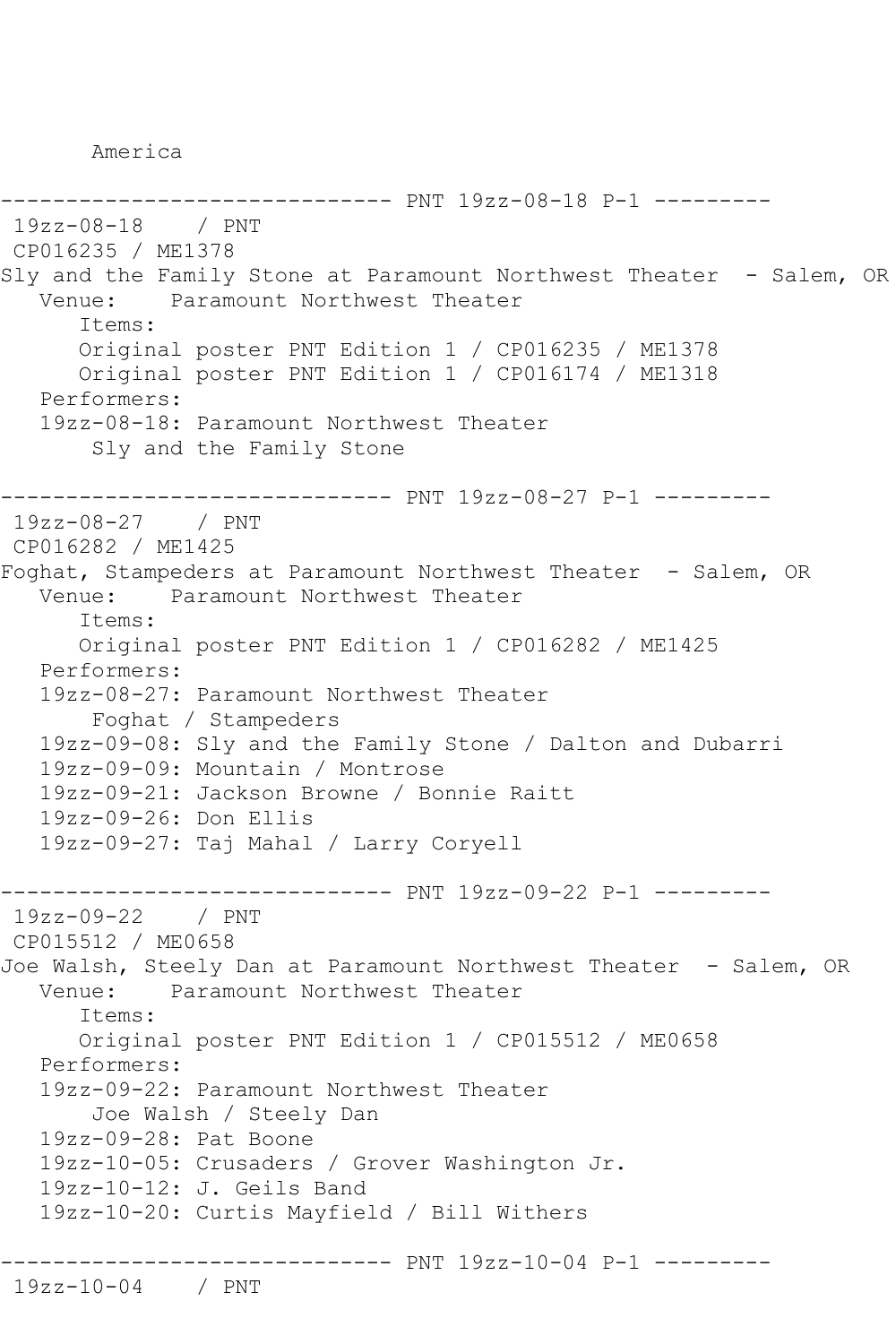America

------------------------------ PNT 19zz-08-18 P-1 ---------

19zz-08-18 / PNT
CP016235 / ME1378
Sly and the Family Stone at Paramount Northwest Theater - Salem, OR
Venue: Paramount Northwest Theater
Items:
Original poster PNT Edition 1 / CP016235 / ME1378
Original poster PNT Edition 1 / CP016174 / ME1318
Performers:
19zz-08-18: Paramount Northwest Theater
Sly and the Family Stone

------------------------------ PNT 19zz-08-27 P-1 ---------

19zz-08-27 / PNT
CP016282 / ME1425
Foghat, Stampeders at Paramount Northwest Theater - Salem, OR
Venue: Paramount Northwest Theater
Items:
Original poster PNT Edition 1 / CP016282 / ME1425
Performers:
19zz-08-27: Paramount Northwest Theater
Foghat / Stampeders
19zz-09-08: Sly and the Family Stone / Dalton and Dubarri
19zz-09-09: Mountain / Montrose
19zz-09-21: Jackson Browne / Bonnie Raitt
19zz-09-26: Don Ellis
19zz-09-27: Taj Mahal / Larry Coryell

------------------------------ PNT 19zz-09-22 P-1 ---------

19zz-09-22 / PNT
CP015512 / ME0658
Joe Walsh, Steely Dan at Paramount Northwest Theater - Salem, OR
Venue: Paramount Northwest Theater
Items:
Original poster PNT Edition 1 / CP015512 / ME0658
Performers:
19zz-09-22: Paramount Northwest Theater
Joe Walsh / Steely Dan
19zz-09-28: Pat Boone
19zz-10-05: Crusaders / Grover Washington Jr.
19zz-10-12: J. Geils Band
19zz-10-20: Curtis Mayfield / Bill Withers

------------------------------ PNT 19zz-10-04 P-1 ---------

19zz-10-04 / PNT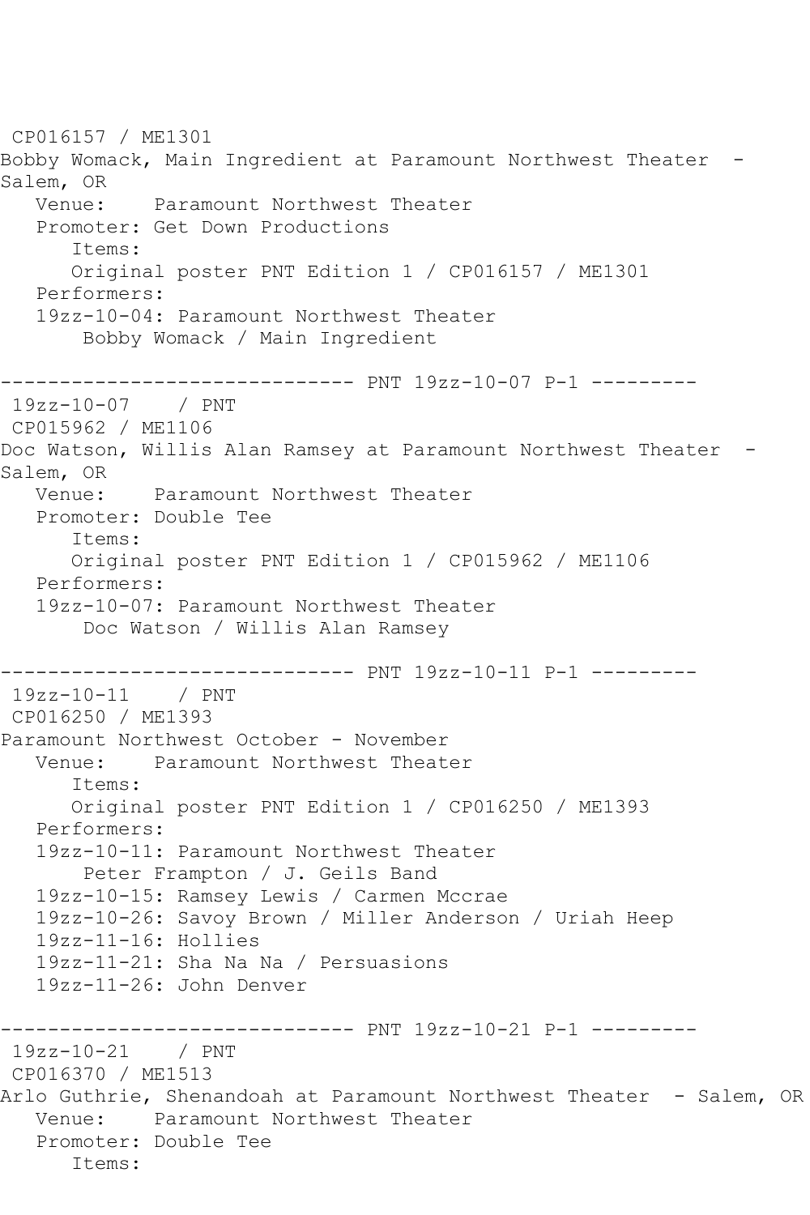CP016157 / ME1301
Bobby Womack, Main Ingredient at Paramount Northwest Theater - Salem, OR
   Venue:    Paramount Northwest Theater
   Promoter: Get Down Productions
      Items:
      Original poster PNT Edition 1 / CP016157 / ME1301
   Performers:
   19zz-10-04: Paramount Northwest Theater
       Bobby Womack / Main Ingredient

------------------------------ PNT 19zz-10-07 P-1 ---------
 19zz-10-07    / PNT
 CP015962 / ME1106
Doc Watson, Willis Alan Ramsey at Paramount Northwest Theater - Salem, OR
   Venue:    Paramount Northwest Theater
   Promoter: Double Tee
      Items:
      Original poster PNT Edition 1 / CP015962 / ME1106
   Performers:
   19zz-10-07: Paramount Northwest Theater
       Doc Watson / Willis Alan Ramsey

------------------------------ PNT 19zz-10-11 P-1 ---------
 19zz-10-11    / PNT
 CP016250 / ME1393
Paramount Northwest October - November
   Venue:    Paramount Northwest Theater
      Items:
      Original poster PNT Edition 1 / CP016250 / ME1393
   Performers:
   19zz-10-11: Paramount Northwest Theater
       Peter Frampton / J. Geils Band
   19zz-10-15: Ramsey Lewis / Carmen Mccrae
   19zz-10-26: Savoy Brown / Miller Anderson / Uriah Heep
   19zz-11-16: Hollies
   19zz-11-21: Sha Na Na / Persuasions
   19zz-11-26: John Denver

------------------------------ PNT 19zz-10-21 P-1 ---------
 19zz-10-21    / PNT
 CP016370 / ME1513
Arlo Guthrie, Shenandoah at Paramount Northwest Theater - Salem, OR
   Venue:    Paramount Northwest Theater
   Promoter: Double Tee
      Items: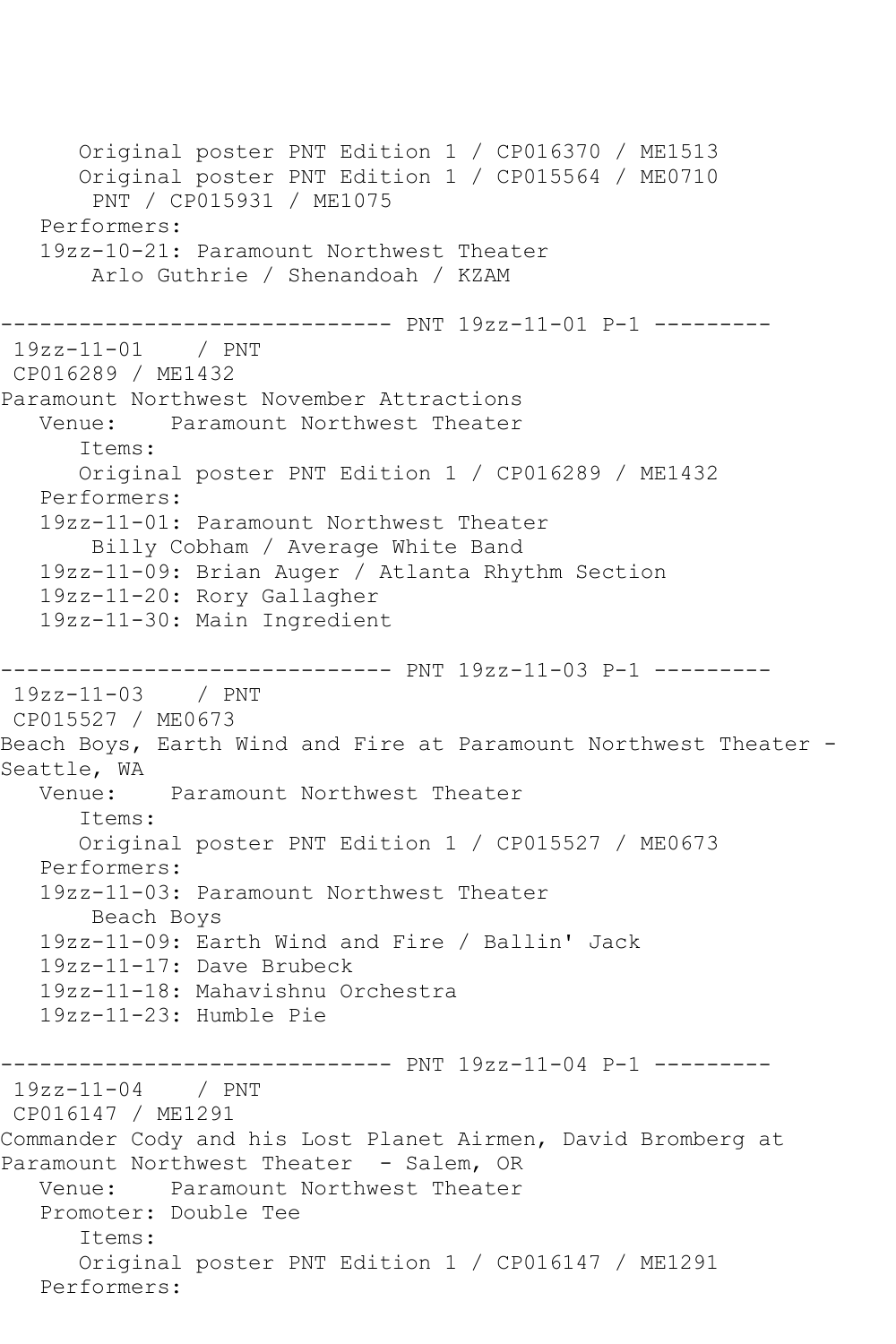```
      Original poster PNT Edition 1 / CP016370 / ME1513
      Original poster PNT Edition 1 / CP015564 / ME0710
       PNT / CP015931 / ME1075
   Performers:
   19zz-10-21: Paramount Northwest Theater
       Arlo Guthrie / Shenandoah / KZAM

------------------------------ PNT 19zz-11-01 P-1 ---------
 19zz-11-01    / PNT
 CP016289 / ME1432
Paramount Northwest November Attractions
   Venue:    Paramount Northwest Theater
      Items:
      Original poster PNT Edition 1 / CP016289 / ME1432
   Performers:
   19zz-11-01: Paramount Northwest Theater
       Billy Cobham / Average White Band
   19zz-11-09: Brian Auger / Atlanta Rhythm Section
   19zz-11-20: Rory Gallagher
   19zz-11-30: Main Ingredient

------------------------------ PNT 19zz-11-03 P-1 ---------
 19zz-11-03    / PNT
 CP015527 / ME0673
Beach Boys, Earth Wind and Fire at Paramount Northwest Theater - 
Seattle, WA
   Venue:    Paramount Northwest Theater
      Items:
      Original poster PNT Edition 1 / CP015527 / ME0673
   Performers:
   19zz-11-03: Paramount Northwest Theater
       Beach Boys
   19zz-11-09: Earth Wind and Fire / Ballin' Jack
   19zz-11-17: Dave Brubeck
   19zz-11-18: Mahavishnu Orchestra
   19zz-11-23: Humble Pie

------------------------------ PNT 19zz-11-04 P-1 ---------
 19zz-11-04    / PNT
 CP016147 / ME1291
Commander Cody and his Lost Planet Airmen, David Bromberg at 
Paramount Northwest Theater  - Salem, OR
   Venue:    Paramount Northwest Theater
   Promoter: Double Tee
      Items:
      Original poster PNT Edition 1 / CP016147 / ME1291
   Performers:
```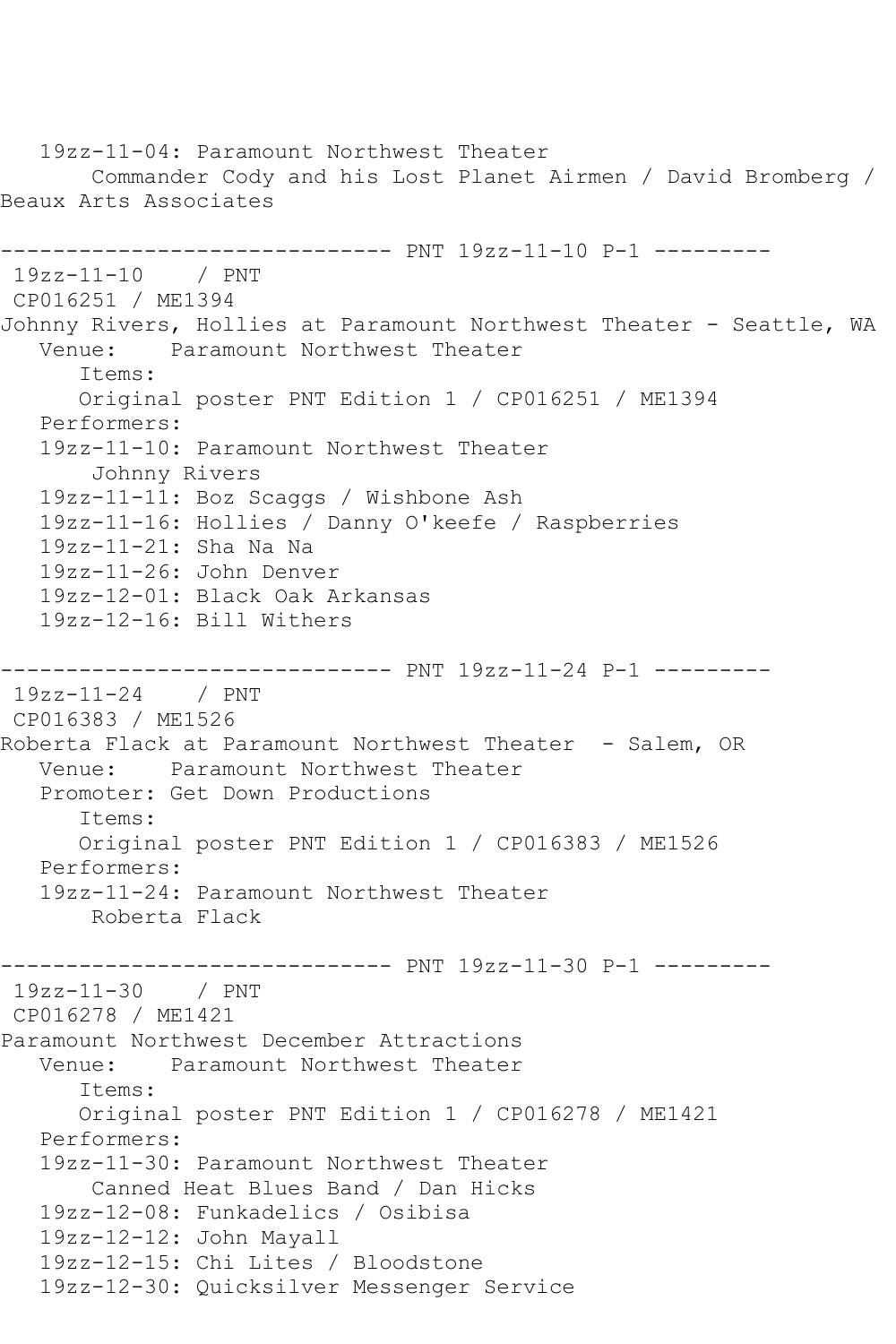```
   19zz-11-04: Paramount Northwest Theater
       Commander Cody and his Lost Planet Airmen / David Bromberg / 
Beaux Arts Associates

------------------------------ PNT 19zz-11-10 P-1 ---------
 19zz-11-10    / PNT
 CP016251 / ME1394
Johnny Rivers, Hollies at Paramount Northwest Theater - Seattle, WA
   Venue:    Paramount Northwest Theater
      Items:
      Original poster PNT Edition 1 / CP016251 / ME1394
   Performers:
   19zz-11-10: Paramount Northwest Theater
       Johnny Rivers
   19zz-11-11: Boz Scaggs / Wishbone Ash
   19zz-11-16: Hollies / Danny O'keefe / Raspberries
   19zz-11-21: Sha Na Na
   19zz-11-26: John Denver
   19zz-12-01: Black Oak Arkansas
   19zz-12-16: Bill Withers

------------------------------ PNT 19zz-11-24 P-1 ---------
 19zz-11-24    / PNT
 CP016383 / ME1526
Roberta Flack at Paramount Northwest Theater  - Salem, OR
   Venue:    Paramount Northwest Theater
   Promoter: Get Down Productions
      Items:
      Original poster PNT Edition 1 / CP016383 / ME1526
   Performers:
   19zz-11-24: Paramount Northwest Theater
       Roberta Flack

------------------------------ PNT 19zz-11-30 P-1 ---------
 19zz-11-30    / PNT
 CP016278 / ME1421
Paramount Northwest December Attractions
   Venue:    Paramount Northwest Theater
      Items:
      Original poster PNT Edition 1 / CP016278 / ME1421
   Performers:
   19zz-11-30: Paramount Northwest Theater
       Canned Heat Blues Band / Dan Hicks
   19zz-12-08: Funkadelics / Osibisa
   19zz-12-12: John Mayall
   19zz-12-15: Chi Lites / Bloodstone
   19zz-12-30: Quicksilver Messenger Service
```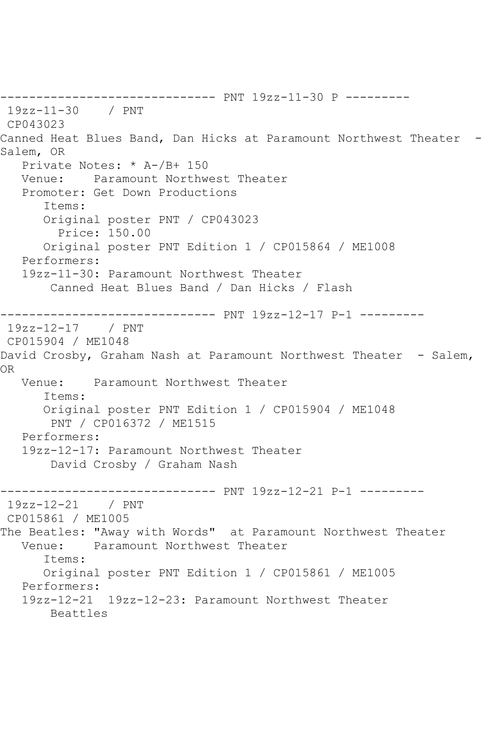```
------------------------------ PNT 19zz-11-30 P ---------
 19zz-11-30    / PNT
 CP043023
Canned Heat Blues Band, Dan Hicks at Paramount Northwest Theater  - 
Salem, OR
   Private Notes: * A-/B+ 150
   Venue:    Paramount Northwest Theater
   Promoter: Get Down Productions
      Items:
      Original poster PNT / CP043023
        Price: 150.00
      Original poster PNT Edition 1 / CP015864 / ME1008
   Performers:
   19zz-11-30: Paramount Northwest Theater
       Canned Heat Blues Band / Dan Hicks / Flash

------------------------------ PNT 19zz-12-17 P-1 ---------
 19zz-12-17    / PNT
 CP015904 / ME1048
David Crosby, Graham Nash at Paramount Northwest Theater  - Salem, 
OR
   Venue:    Paramount Northwest Theater
      Items:
      Original poster PNT Edition 1 / CP015904 / ME1048
       PNT / CP016372 / ME1515
   Performers:
   19zz-12-17: Paramount Northwest Theater
       David Crosby / Graham Nash

------------------------------ PNT 19zz-12-21 P-1 ---------
 19zz-12-21    / PNT
 CP015861 / ME1005
The Beatles: "Away with Words"  at Paramount Northwest Theater
   Venue:    Paramount Northwest Theater
      Items:
      Original poster PNT Edition 1 / CP015861 / ME1005
   Performers:
   19zz-12-21  19zz-12-23: Paramount Northwest Theater
       Beattles
```